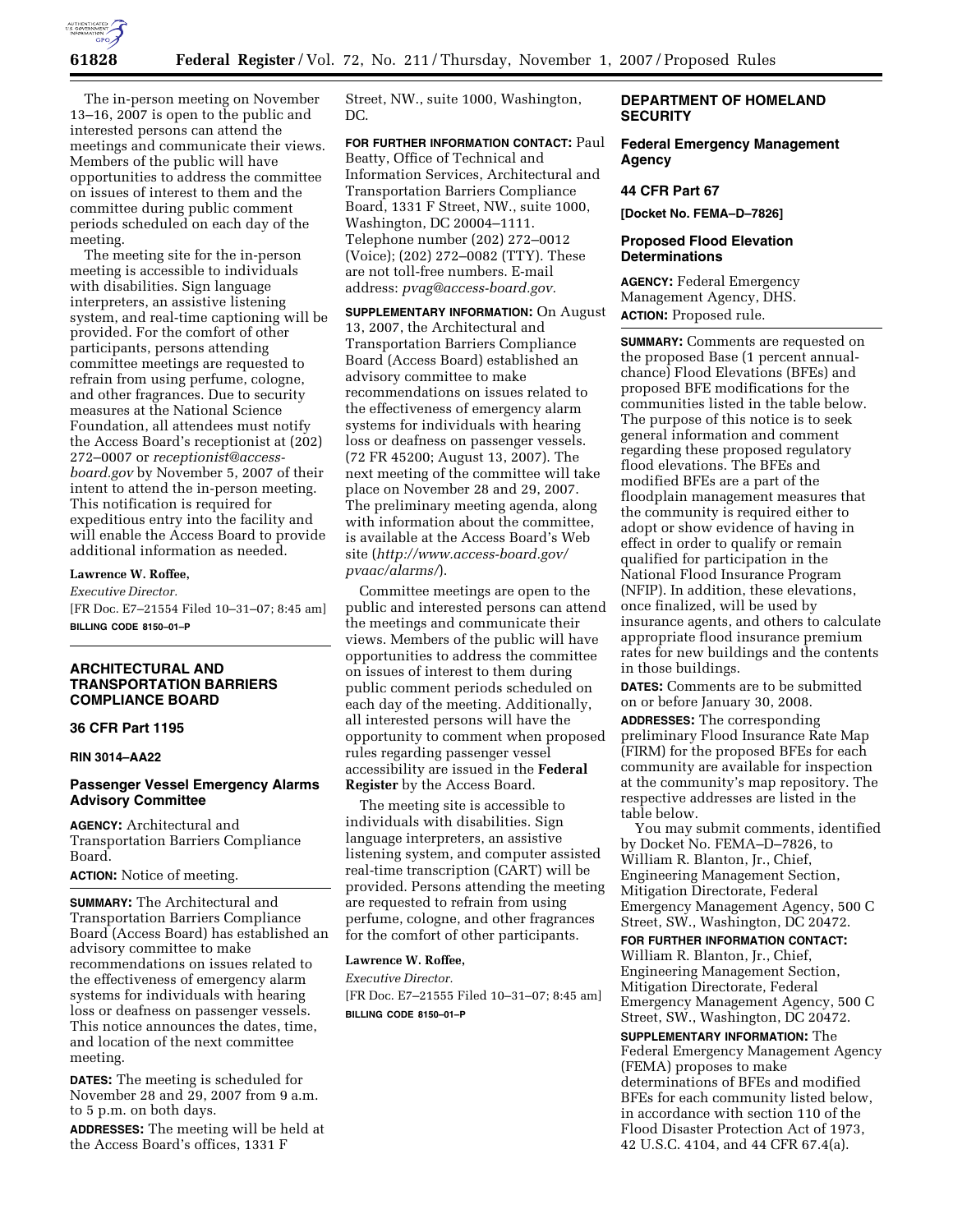The in-person meeting on November 13–16, 2007 is open to the public and interested persons can attend the meetings and communicate their views. Members of the public will have opportunities to address the committee on issues of interest to them and the committee during public comment periods scheduled on each day of the meeting.

The meeting site for the in-person meeting is accessible to individuals with disabilities. Sign language interpreters, an assistive listening system, and real-time captioning will be provided. For the comfort of other participants, persons attending committee meetings are requested to refrain from using perfume, cologne, and other fragrances. Due to security measures at the National Science Foundation, all attendees must notify the Access Board's receptionist at (202) 272–0007 or *receptionist@access-board.gov* by November 5, 2007 of their intent to attend the in-person meeting. This notification is required for expeditious entry into the facility and will enable the Access Board to provide additional information as needed.

**Lawrence W. Roffee,**

*Executive Director.*

[FR Doc. E7–21554 Filed 10–31–07; 8:45 am]

**BILLING CODE 8150–01–P**

## ARCHITECTURAL AND TRANSPORTATION BARRIERS COMPLIANCE BOARD

### 36 CFR Part 1195

**RIN 3014–AA22**

### Passenger Vessel Emergency Alarms Advisory Committee

**AGENCY:** Architectural and Transportation Barriers Compliance Board.

**ACTION:** Notice of meeting.

**SUMMARY:** The Architectural and Transportation Barriers Compliance Board (Access Board) has established an advisory committee to make recommendations on issues related to the effectiveness of emergency alarm systems for individuals with hearing loss or deafness on passenger vessels. This notice announces the dates, time, and location of the next committee meeting.

**DATES:** The meeting is scheduled for November 28 and 29, 2007 from 9 a.m. to 5 p.m. on both days.

**ADDRESSES:** The meeting will be held at the Access Board's offices, 1331 F Street, NW., suite 1000, Washington, DC.

**FOR FURTHER INFORMATION CONTACT:** Paul Beatty, Office of Technical and Information Services, Architectural and Transportation Barriers Compliance Board, 1331 F Street, NW., suite 1000, Washington, DC 20004–1111. Telephone number (202) 272–0012 (Voice); (202) 272–0082 (TTY). These are not toll-free numbers. E-mail address: *pvag@access-board.gov.*

**SUPPLEMENTARY INFORMATION:** On August 13, 2007, the Architectural and Transportation Barriers Compliance Board (Access Board) established an advisory committee to make recommendations on issues related to the effectiveness of emergency alarm systems for individuals with hearing loss or deafness on passenger vessels. (72 FR 45200; August 13, 2007). The next meeting of the committee will take place on November 28 and 29, 2007. The preliminary meeting agenda, along with information about the committee, is available at the Access Board's Web site (*http://www.access-board.gov/pvaac/alarms/*).

Committee meetings are open to the public and interested persons can attend the meetings and communicate their views. Members of the public will have opportunities to address the committee on issues of interest to them during public comment periods scheduled on each day of the meeting. Additionally, all interested persons will have the opportunity to comment when proposed rules regarding passenger vessel accessibility are issued in the **Federal Register** by the Access Board.

The meeting site is accessible to individuals with disabilities. Sign language interpreters, an assistive listening system, and computer assisted real-time transcription (CART) will be provided. Persons attending the meeting are requested to refrain from using perfume, cologne, and other fragrances for the comfort of other participants.

**Lawrence W. Roffee,**

*Executive Director.*

[FR Doc. E7–21555 Filed 10–31–07; 8:45 am]

**BILLING CODE 8150–01–P**

## DEPARTMENT OF HOMELAND SECURITY

### Federal Emergency Management Agency

### 44 CFR Part 67

**[Docket No. FEMA–D–7826]**

### Proposed Flood Elevation Determinations

**AGENCY:** Federal Emergency Management Agency, DHS.

**ACTION:** Proposed rule.

**SUMMARY:** Comments are requested on the proposed Base (1 percent annual-chance) Flood Elevations (BFEs) and proposed BFE modifications for the communities listed in the table below. The purpose of this notice is to seek general information and comment regarding these proposed regulatory flood elevations. The BFEs and modified BFEs are a part of the floodplain management measures that the community is required either to adopt or show evidence of having in effect in order to qualify or remain qualified for participation in the National Flood Insurance Program (NFIP). In addition, these elevations, once finalized, will be used by insurance agents, and others to calculate appropriate flood insurance premium rates for new buildings and the contents in those buildings.

**DATES:** Comments are to be submitted on or before January 30, 2008.

**ADDRESSES:** The corresponding preliminary Flood Insurance Rate Map (FIRM) for the proposed BFEs for each community are available for inspection at the community's map repository. The respective addresses are listed in the table below.

You may submit comments, identified by Docket No. FEMA–D–7826, to William R. Blanton, Jr., Chief, Engineering Management Section, Mitigation Directorate, Federal Emergency Management Agency, 500 C Street, SW., Washington, DC 20472.

**FOR FURTHER INFORMATION CONTACT:** William R. Blanton, Jr., Chief, Engineering Management Section, Mitigation Directorate, Federal Emergency Management Agency, 500 C Street, SW., Washington, DC 20472.

**SUPPLEMENTARY INFORMATION:** The Federal Emergency Management Agency (FEMA) proposes to make determinations of BFEs and modified BFEs for each community listed below, in accordance with section 110 of the Flood Disaster Protection Act of 1973, 42 U.S.C. 4104, and 44 CFR 67.4(a).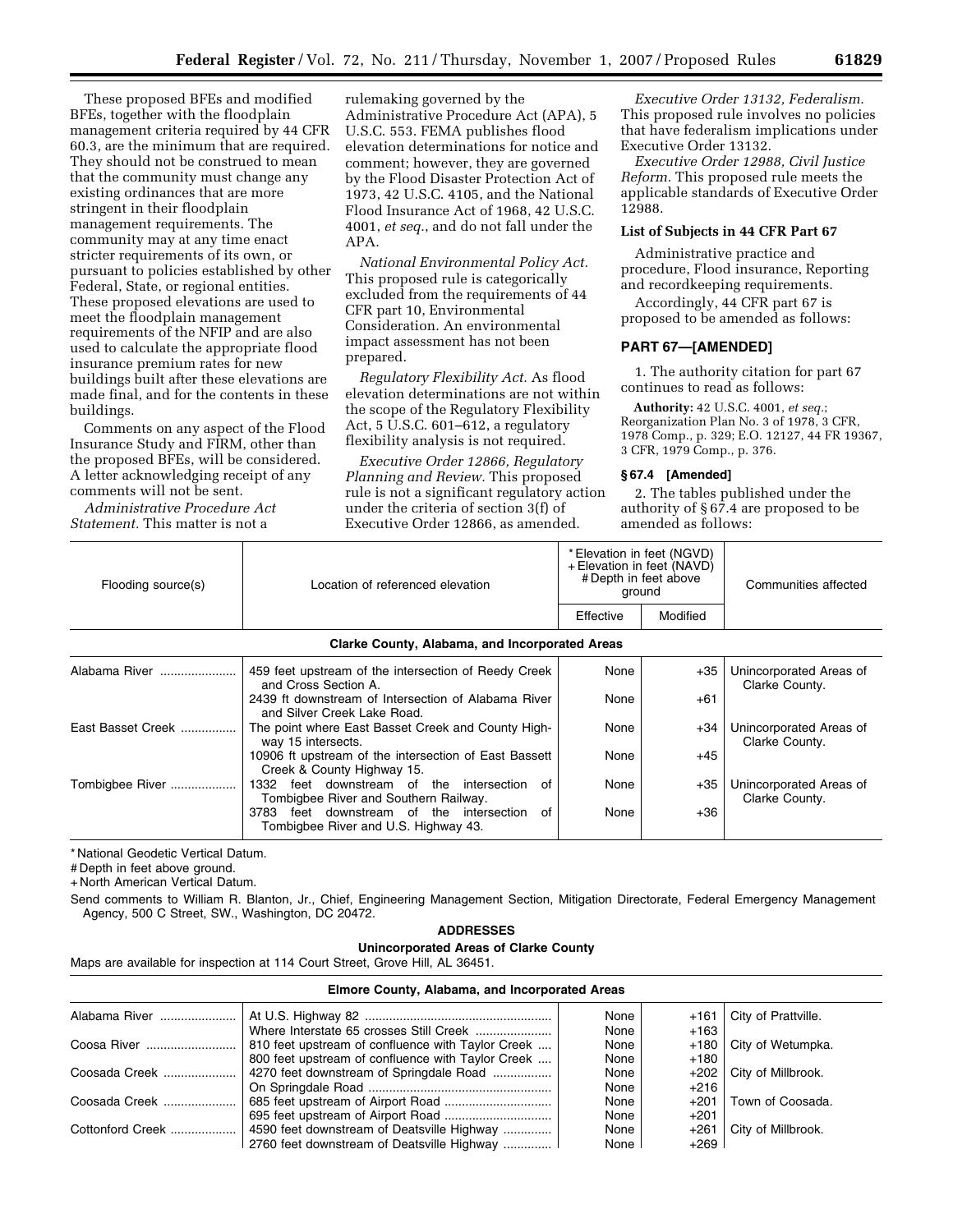These proposed BFEs and modified BFEs, together with the floodplain management criteria required by 44 CFR 60.3, are the minimum that are required. They should not be construed to mean that the community must change any existing ordinances that are more stringent in their floodplain management requirements. The community may at any time enact stricter requirements of its own, or pursuant to policies established by other Federal, State, or regional entities. These proposed elevations are used to meet the floodplain management requirements of the NFIP and are also used to calculate the appropriate flood insurance premium rates for new buildings built after these elevations are made final, and for the contents in these buildings.

Comments on any aspect of the Flood Insurance Study and FIRM, other than the proposed BFEs, will be considered. A letter acknowledging receipt of any comments will not be sent.

*Administrative Procedure Act Statement.* This matter is not a rulemaking governed by the Administrative Procedure Act (APA), 5 U.S.C. 553. FEMA publishes flood elevation determinations for notice and comment; however, they are governed by the Flood Disaster Protection Act of 1973, 42 U.S.C. 4105, and the National Flood Insurance Act of 1968, 42 U.S.C. 4001, *et seq.*, and do not fall under the APA.

*National Environmental Policy Act.* This proposed rule is categorically excluded from the requirements of 44 CFR part 10, Environmental Consideration. An environmental impact assessment has not been prepared.

*Regulatory Flexibility Act.* As flood elevation determinations are not within the scope of the Regulatory Flexibility Act, 5 U.S.C. 601–612, a regulatory flexibility analysis is not required.

*Executive Order 12866, Regulatory Planning and Review.* This proposed rule is not a significant regulatory action under the criteria of section 3(f) of Executive Order 12866, as amended.

*Executive Order 13132, Federalism.* This proposed rule involves no policies that have federalism implications under Executive Order 13132.

*Executive Order 12988, Civil Justice Reform.* This proposed rule meets the applicable standards of Executive Order 12988.

**List of Subjects in 44 CFR Part 67**

Administrative practice and procedure, Flood insurance, Reporting and recordkeeping requirements.

Accordingly, 44 CFR part 67 is proposed to be amended as follows:

## PART 67—[AMENDED]

1. The authority citation for part 67 continues to read as follows:

**Authority:** 42 U.S.C. 4001, *et seq.*; Reorganization Plan No. 3 of 1978, 3 CFR, 1978 Comp., p. 329; E.O. 12127, 44 FR 19367, 3 CFR, 1979 Comp., p. 376.

### § 67.4 [Amended]

2. The tables published under the authority of § 67.4 are proposed to be amended as follows:

| Flooding source(s) | Location of referenced elevation | *Elevation in feet (NGVD) +Elevation in feet (NAVD) #Depth in feet above ground | | Communities affected |
|---|---|---|---|---|
| | | Effective | Modified | |
| **Clarke County, Alabama, and Incorporated Areas** | | | | |
| Alabama River | 459 feet upstream of the intersection of Reedy Creek and Cross Section A. | None | +35 | Unincorporated Areas of Clarke County. |
| | 2439 ft downstream of Intersection of Alabama River and Silver Creek Lake Road. | None | +61 | |
| East Basset Creek | The point where East Basset Creek and County Highway 15 intersects. | None | +34 | Unincorporated Areas of Clarke County. |
| | 10906 ft upstream of the intersection of East Bassett Creek & County Highway 15. | None | +45 | |
| Tombigbee River | 1332 feet downstream of the intersection of Tombigbee River and Southern Railway. | None | +35 | Unincorporated Areas of Clarke County. |
| | 3783 feet downstream of the intersection of Tombigbee River and U.S. Highway 43. | None | +36 | |

\* National Geodetic Vertical Datum.
\# Depth in feet above ground.
\+ North American Vertical Datum.

Send comments to William R. Blanton, Jr., Chief, Engineering Management Section, Mitigation Directorate, Federal Emergency Management Agency, 500 C Street, SW., Washington, DC 20472.

**ADDRESSES**

**Unincorporated Areas of Clarke County**

Maps are available for inspection at 114 Court Street, Grove Hill, AL 36451.

| Flooding source(s) | Location of referenced elevation | Effective | Modified | Communities affected |
|---|---|---|---|---|
| **Elmore County, Alabama, and Incorporated Areas** | | | | |
| Alabama River | At U.S. Highway 82 | None | +161 | City of Prattville. |
| | Where Interstate 65 crosses Still Creek | None | +163 | |
| Coosa River | 810 feet upstream of confluence with Taylor Creek | None | +180 | City of Wetumpka. |
| | 800 feet upstream of confluence with Taylor Creek | None | +180 | |
| Coosada Creek | 4270 feet downstream of Springdale Road | None | +202 | City of Millbrook. |
| | On Springdale Road | None | +216 | |
| Coosada Creek | 685 feet upstream of Airport Road | None | +201 | Town of Coosada. |
| | 695 feet upstream of Airport Road | None | +201 | |
| Cottonford Creek | 4590 feet downstream of Deatsville Highway | None | +261 | City of Millbrook. |
| | 2760 feet downstream of Deatsville Highway | None | +269 | |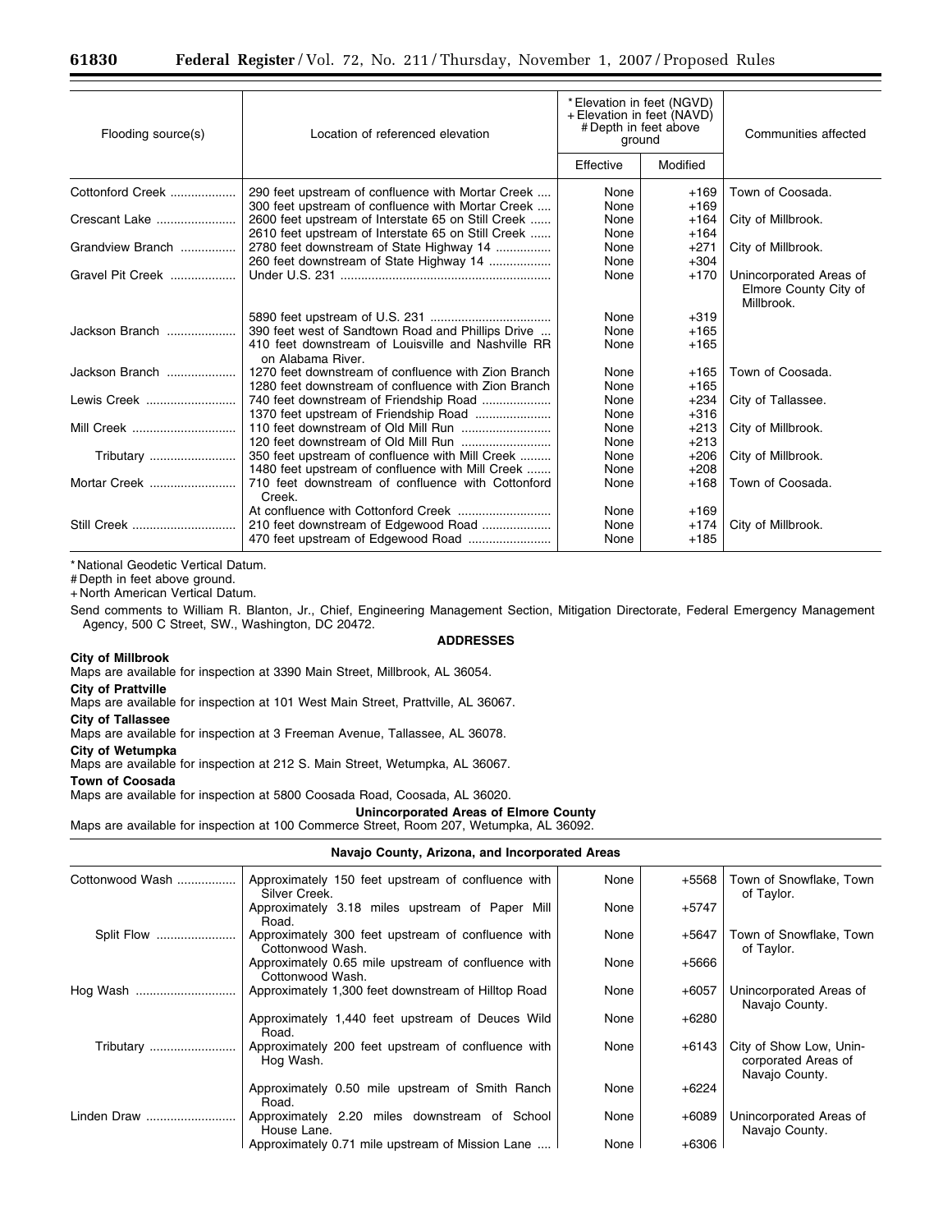| Flooding source(s) | Location of referenced elevation | *Elevation in feet (NGVD) +Elevation in feet (NAVD) #Depth in feet above ground | | Communities affected |
|---|---|---|---|---|
| | | Effective | Modified | |
| Cottonford Creek | 290 feet upstream of confluence with Mortar Creek | None | +169 | Town of Coosada. |
| | 300 feet upstream of confluence with Mortar Creek | None | +169 | |
| Crescant Lake | 2600 feet upstream of Interstate 65 on Still Creek | None | +164 | City of Millbrook. |
| | 2610 feet upstream of Interstate 65 on Still Creek | None | +164 | |
| Grandview Branch | 2780 feet downstream of State Highway 14 | None | +271 | City of Millbrook. |
| | 260 feet downstream of State Highway 14 | None | +304 | |
| Gravel Pit Creek | Under U.S. 231 | None | +170 | Unincorporated Areas of Elmore County City of Millbrook. |
| | 5890 feet upstream of U.S. 231 | None | +319 | |
| Jackson Branch | 390 feet west of Sandtown Road and Phillips Drive | None | +165 | |
| | 410 feet downstream of Louisville and Nashville RR on Alabama River. | None | +165 | |
| Jackson Branch | 1270 feet downstream of confluence with Zion Branch | None | +165 | Town of Coosada. |
| | 1280 feet downstream of confluence with Zion Branch | None | +165 | |
| Lewis Creek | 740 feet downstream of Friendship Road | None | +234 | City of Tallassee. |
| | 1370 feet upstream of Friendship Road | None | +316 | |
| Mill Creek | 110 feet downstream of Old Mill Run | None | +213 | City of Millbrook. |
| | 120 feet downstream of Old Mill Run | None | +213 | |
| Tributary | 350 feet upstream of confluence with Mill Creek | None | +206 | City of Millbrook. |
| | 1480 feet upstream of confluence with Mill Creek | None | +208 | |
| Mortar Creek | 710 feet downstream of confluence with Cottonford Creek. | None | +168 | Town of Coosada. |
| | At confluence with Cottonford Creek | None | +169 | |
| Still Creek | 210 feet downstream of Edgewood Road | None | +174 | City of Millbrook. |
| | 470 feet upstream of Edgewood Road | None | +185 | |

\* National Geodetic Vertical Datum.
\# Depth in feet above ground.
\+ North American Vertical Datum.

Send comments to William R. Blanton, Jr., Chief, Engineering Management Section, Mitigation Directorate, Federal Emergency Management Agency, 500 C Street, SW., Washington, DC 20472.

**ADDRESSES**

**City of Millbrook**
Maps are available for inspection at 3390 Main Street, Millbrook, AL 36054.

**City of Prattville**
Maps are available for inspection at 101 West Main Street, Prattville, AL 36067.

**City of Tallassee**
Maps are available for inspection at 3 Freeman Avenue, Tallassee, AL 36078.

**City of Wetumpka**
Maps are available for inspection at 212 S. Main Street, Wetumpka, AL 36067.

**Town of Coosada**
Maps are available for inspection at 5800 Coosada Road, Coosada, AL 36020.

**Unincorporated Areas of Elmore County**
Maps are available for inspection at 100 Commerce Street, Room 207, Wetumpka, AL 36092.

**Navajo County, Arizona, and Incorporated Areas**

| Flooding source(s) | Location of referenced elevation | Effective | Modified | Communities affected |
|---|---|---|---|---|
| Cottonwood Wash | Approximately 150 feet upstream of confluence with Silver Creek. | None | +5568 | Town of Snowflake, Town of Taylor. |
| | Approximately 3.18 miles upstream of Paper Mill Road. | None | +5747 | |
| Split Flow | Approximately 300 feet upstream of confluence with Cottonwood Wash. | None | +5647 | Town of Snowflake, Town of Taylor. |
| | Approximately 0.65 mile upstream of confluence with Cottonwood Wash. | None | +5666 | |
| Hog Wash | Approximately 1,300 feet downstream of Hilltop Road | None | +6057 | Unincorporated Areas of Navajo County. |
| | Approximately 1,440 feet upstream of Deuces Wild Road. | None | +6280 | |
| Tributary | Approximately 200 feet upstream of confluence with Hog Wash. | None | +6143 | City of Show Low, Unincorporated Areas of Navajo County. |
| | Approximately 0.50 mile upstream of Smith Ranch Road. | None | +6224 | |
| Linden Draw | Approximately 2.20 miles downstream of School House Lane. | None | +6089 | Unincorporated Areas of Navajo County. |
| | Approximately 0.71 mile upstream of Mission Lane | None | +6306 | |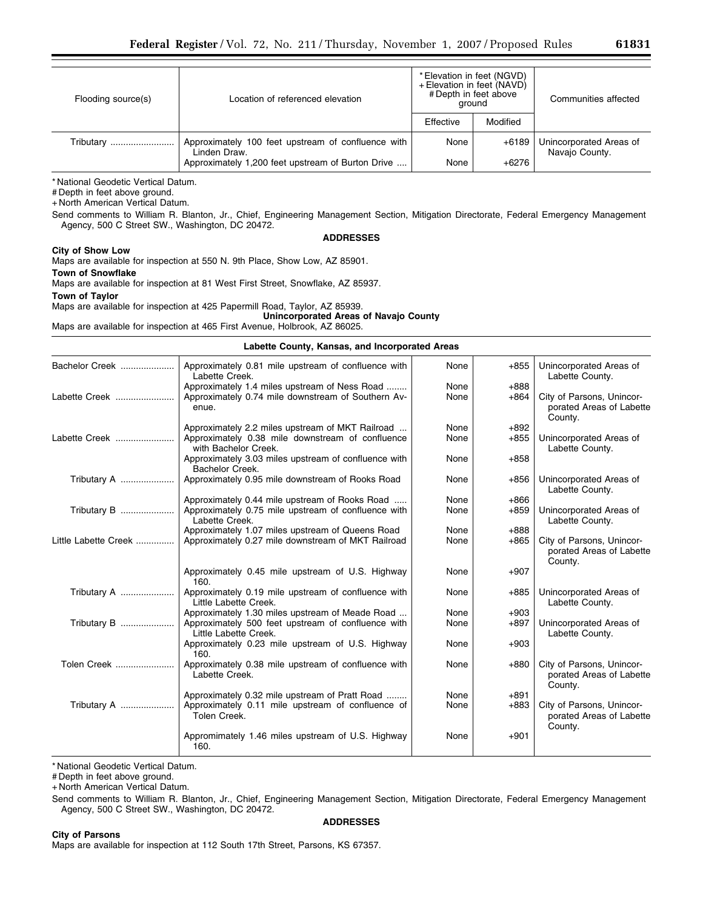| Flooding source(s) | Location of referenced elevation | \*Elevation in feet (NGVD) +Elevation in feet (NAVD) #Depth in feet above ground | | Communities affected |
|---|---|---|---|---|
| | | Effective | Modified | |
| Tributary | Approximately 100 feet upstream of confluence with Linden Draw. | None | +6189 | Unincorporated Areas of Navajo County. |
| | Approximately 1,200 feet upstream of Burton Drive | None | +6276 | |

\*National Geodetic Vertical Datum.
#Depth in feet above ground.
+North American Vertical Datum.

Send comments to William R. Blanton, Jr., Chief, Engineering Management Section, Mitigation Directorate, Federal Emergency Management Agency, 500 C Street SW., Washington, DC 20472.

**ADDRESSES**

**City of Show Low**
Maps are available for inspection at 550 N. 9th Place, Show Low, AZ 85901.

**Town of Snowflake**
Maps are available for inspection at 81 West First Street, Snowflake, AZ 85937.

**Town of Taylor**
Maps are available for inspection at 425 Papermill Road, Taylor, AZ 85939.

**Unincorporated Areas of Navajo County**
Maps are available for inspection at 465 First Avenue, Holbrook, AZ 86025.

**Labette County, Kansas, and Incorporated Areas**

| Flooding source(s) | Location of referenced elevation | Effective | Modified | Communities affected |
|---|---|---|---|---|
| Bachelor Creek | Approximately 0.81 mile upstream of confluence with Labette Creek. | None | +855 | Unincorporated Areas of Labette County. |
| | Approximately 1.4 miles upstream of Ness Road | None | +888 | |
| Labette Creek | Approximately 0.74 mile downstream of Southern Avenue. | None | +864 | City of Parsons, Unincorporated Areas of Labette County. |
| | Approximately 2.2 miles upstream of MKT Railroad | None | +892 | |
| Labette Creek | Approximately 0.38 mile downstream of confluence with Bachelor Creek. | None | +855 | Unincorporated Areas of Labette County. |
| | Approximately 3.03 miles upstream of confluence with Bachelor Creek. | None | +858 | |
| Tributary A | Approximately 0.95 mile downstream of Rooks Road | None | +856 | Unincorporated Areas of Labette County. |
| | Approximately 0.44 mile upstream of Rooks Road | None | +866 | |
| Tributary B | Approximately 0.75 mile upstream of confluence with Labette Creek. | None | +859 | Unincorporated Areas of Labette County. |
| | Approximately 1.07 miles upstream of Queens Road | None | +888 | |
| Little Labette Creek | Approximately 0.27 mile downstream of MKT Railroad | None | +865 | City of Parsons, Unincorporated Areas of Labette County. |
| | Approximately 0.45 mile upstream of U.S. Highway 160. | None | +907 | |
| Tributary A | Approximately 0.19 mile upstream of confluence with Little Labette Creek. | None | +885 | Unincorporated Areas of Labette County. |
| | Approximately 1.30 miles upstream of Meade Road | None | +903 | |
| Tributary B | Approximately 500 feet upstream of confluence with Little Labette Creek. | None | +897 | Unincorporated Areas of Labette County. |
| | Approximately 0.23 mile upstream of U.S. Highway 160. | None | +903 | |
| Tolen Creek | Approximately 0.38 mile upstream of confluence with Labette Creek. | None | +880 | City of Parsons, Unincorporated Areas of Labette County. |
| | Approximately 0.32 mile upstream of Pratt Road | None | +891 | |
| Tributary A | Approximately 0.11 mile upstream of confluence of Tolen Creek. | None | +883 | City of Parsons, Unincorporated Areas of Labette County. |
| | Appromimately 1.46 miles upstream of U.S. Highway 160. | None | +901 | |

\*National Geodetic Vertical Datum.
#Depth in feet above ground.
+North American Vertical Datum.

Send comments to William R. Blanton, Jr., Chief, Engineering Management Section, Mitigation Directorate, Federal Emergency Management Agency, 500 C Street SW., Washington, DC 20472.

**ADDRESSES**

**City of Parsons**
Maps are available for inspection at 112 South 17th Street, Parsons, KS 67357.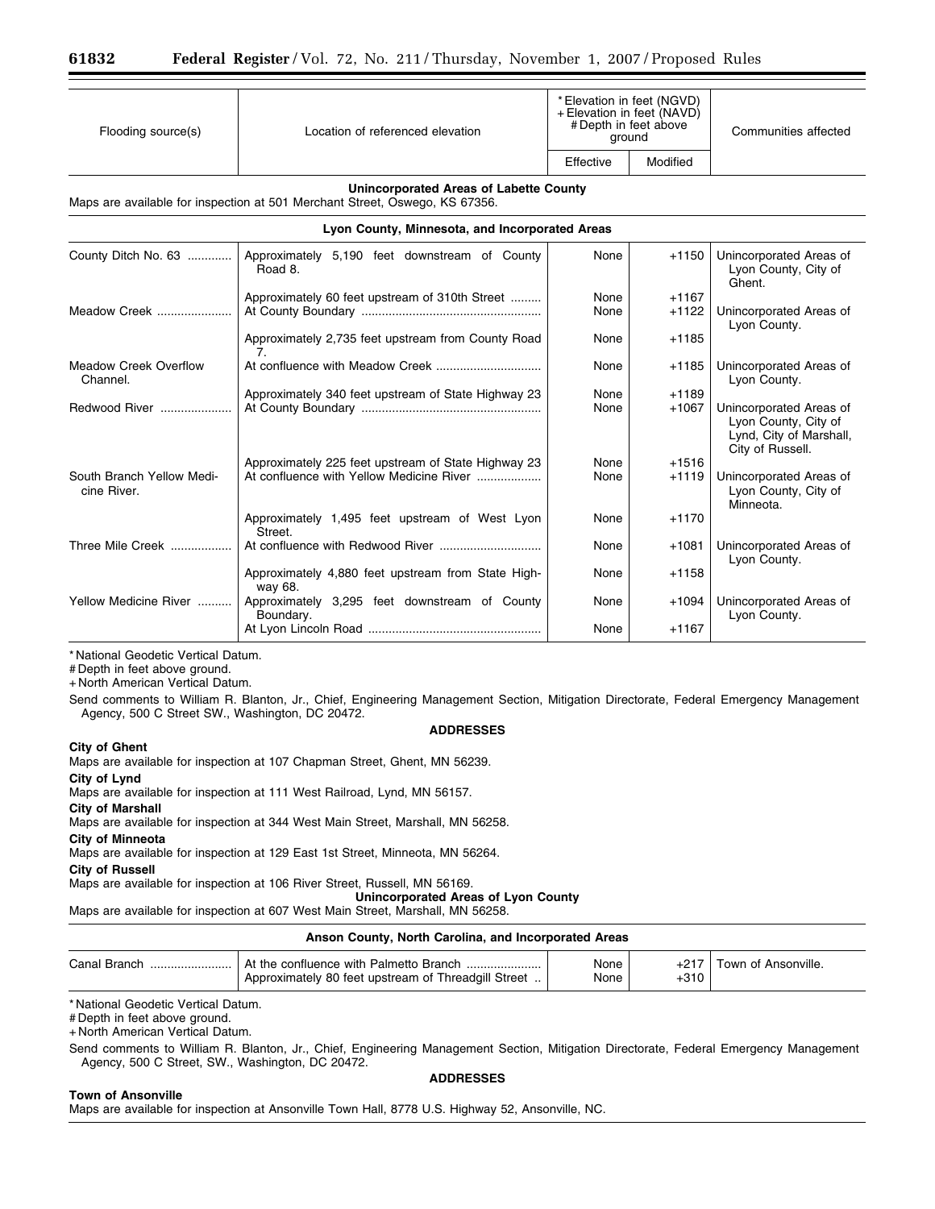| Flooding source(s) | Location of referenced elevation | *Elevation in feet (NGVD) +Elevation in feet (NAVD) #Depth in feet above ground | | Communities affected |
|---|---|---|---|---|
| | | Effective | Modified | |

**Unincorporated Areas of Labette County**

Maps are available for inspection at 501 Merchant Street, Oswego, KS 67356.

**Lyon County, Minnesota, and Incorporated Areas**

| Flooding source(s) | Location of referenced elevation | Effective | Modified | Communities affected |
|---|---|---|---|---|
| County Ditch No. 63 | Approximately 5,190 feet downstream of County Road 8. | None | +1150 | Unincorporated Areas of Lyon County, City of Ghent. |
| | Approximately 60 feet upstream of 310th Street | None | +1167 | |
| Meadow Creek | At County Boundary | None | +1122 | Unincorporated Areas of Lyon County. |
| | Approximately 2,735 feet upstream from County Road 7. | None | +1185 | |
| Meadow Creek Overflow Channel. | At confluence with Meadow Creek | None | +1185 | Unincorporated Areas of Lyon County. |
| | Approximately 340 feet upstream of State Highway 23 | None | +1189 | |
| Redwood River | At County Boundary | None | +1067 | Unincorporated Areas of Lyon County, City of Lynd, City of Marshall, City of Russell. |
| | Approximately 225 feet upstream of State Highway 23 | None | +1516 | |
| South Branch Yellow Medicine River. | At confluence with Yellow Medicine River | None | +1119 | Unincorporated Areas of Lyon County, City of Minneota. |
| | Approximately 1,495 feet upstream of West Lyon Street. | None | +1170 | |
| Three Mile Creek | At confluence with Redwood River | None | +1081 | Unincorporated Areas of Lyon County. |
| | Approximately 4,880 feet upstream from State Highway 68. | None | +1158 | |
| Yellow Medicine River | Approximately 3,295 feet downstream of County Boundary. | None | +1094 | Unincorporated Areas of Lyon County. |
| | At Lyon Lincoln Road | None | +1167 | |

* National Geodetic Vertical Datum.
# Depth in feet above ground.
+ North American Vertical Datum.

Send comments to William R. Blanton, Jr., Chief, Engineering Management Section, Mitigation Directorate, Federal Emergency Management Agency, 500 C Street SW., Washington, DC 20472.

**ADDRESSES**

**City of Ghent**

Maps are available for inspection at 107 Chapman Street, Ghent, MN 56239.

**City of Lynd**

Maps are available for inspection at 111 West Railroad, Lynd, MN 56157.

**City of Marshall**

Maps are available for inspection at 344 West Main Street, Marshall, MN 56258.

**City of Minneota**

Maps are available for inspection at 129 East 1st Street, Minneota, MN 56264.

**City of Russell**

Maps are available for inspection at 106 River Street, Russell, MN 56169.

**Unincorporated Areas of Lyon County**

Maps are available for inspection at 607 West Main Street, Marshall, MN 56258.

**Anson County, North Carolina, and Incorporated Areas**

| Flooding source(s) | Location of referenced elevation | Effective | Modified | Communities affected |
|---|---|---|---|---|
| Canal Branch | At the confluence with Palmetto Branch | None | +217 | Town of Ansonville. |
| | Approximately 80 feet upstream of Threadgill Street | None | +310 | |

* National Geodetic Vertical Datum.
# Depth in feet above ground.
+ North American Vertical Datum.

Send comments to William R. Blanton, Jr., Chief, Engineering Management Section, Mitigation Directorate, Federal Emergency Management Agency, 500 C Street, SW., Washington, DC 20472.

**ADDRESSES**

**Town of Ansonville**

Maps are available for inspection at Ansonville Town Hall, 8778 U.S. Highway 52, Ansonville, NC.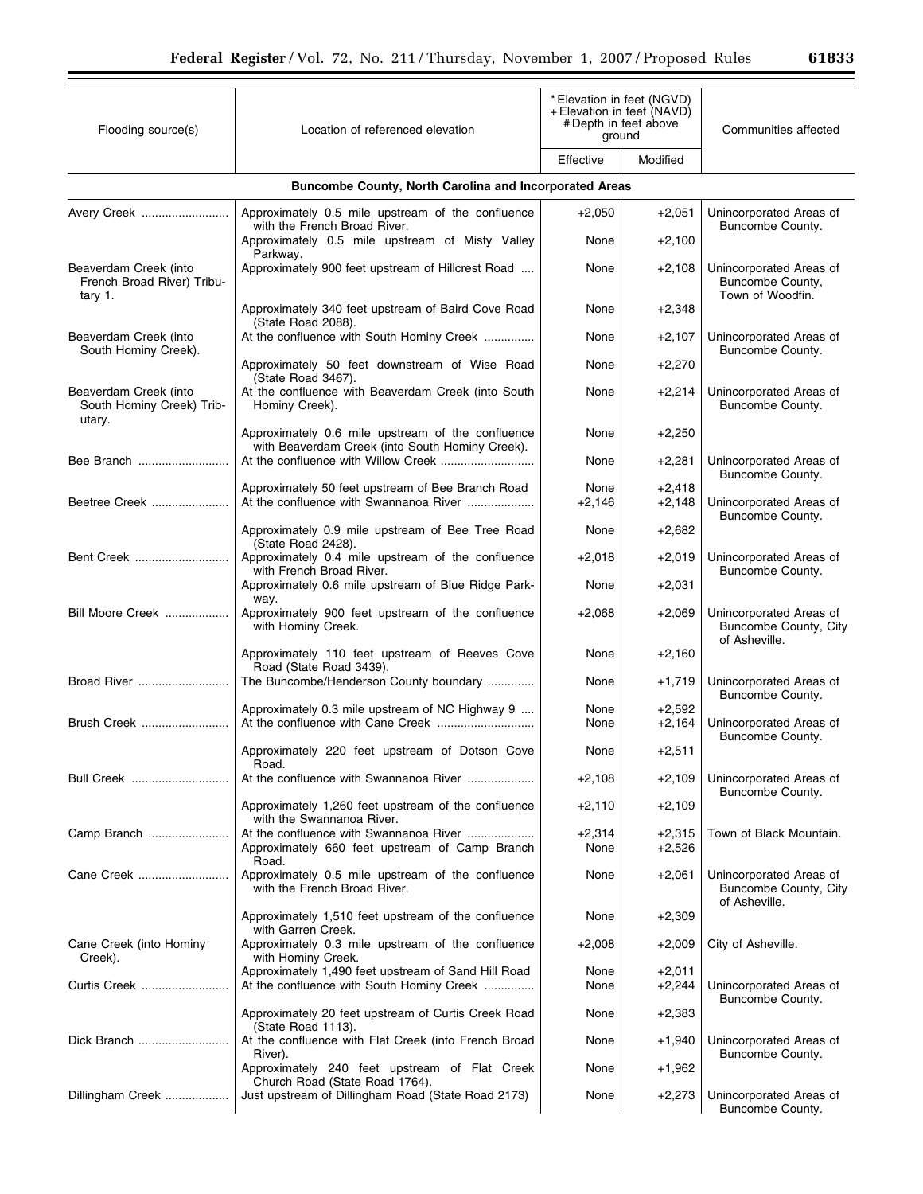| Flooding source(s) | Location of referenced elevation | * Elevation in feet (NGVD) + Elevation in feet (NAVD) # Depth in feet above ground | | Communities affected |
|---|---|---|---|---|
| | | Effective | Modified | |
| **Buncombe County, North Carolina and Incorporated Areas** | | | | |
| Avery Creek | Approximately 0.5 mile upstream of the confluence with the French Broad River. | +2,050 | +2,051 | Unincorporated Areas of Buncombe County. |
| | Approximately 0.5 mile upstream of Misty Valley Parkway. | None | +2,100 | |
| Beaverdam Creek (into French Broad River) Tributary 1. | Approximately 900 feet upstream of Hillcrest Road | None | +2,108 | Unincorporated Areas of Buncombe County, Town of Woodfin. |
| | Approximately 340 feet upstream of Baird Cove Road (State Road 2088). | None | +2,348 | |
| Beaverdam Creek (into South Hominy Creek). | At the confluence with South Hominy Creek | None | +2,107 | Unincorporated Areas of Buncombe County. |
| | Approximately 50 feet downstream of Wise Road (State Road 3467). | None | +2,270 | |
| Beaverdam Creek (into South Hominy Creek) Tributary. | At the confluence with Beaverdam Creek (into South Hominy Creek). | None | +2,214 | Unincorporated Areas of Buncombe County. |
| | Approximately 0.6 mile upstream of the confluence with Beaverdam Creek (into South Hominy Creek). | None | +2,250 | |
| Bee Branch | At the confluence with Willow Creek | None | +2,281 | Unincorporated Areas of Buncombe County. |
| | Approximately 50 feet upstream of Bee Branch Road | None | +2,418 | |
| Beetree Creek | At the confluence with Swannanoa River | +2,146 | +2,148 | Unincorporated Areas of Buncombe County. |
| | Approximately 0.9 mile upstream of Bee Tree Road (State Road 2428). | None | +2,682 | |
| Bent Creek | Approximately 0.4 mile upstream of the confluence with French Broad River. | +2,018 | +2,019 | Unincorporated Areas of Buncombe County. |
| | Approximately 0.6 mile upstream of Blue Ridge Parkway. | None | +2,031 | |
| Bill Moore Creek | Approximately 900 feet upstream of the confluence with Hominy Creek. | +2,068 | +2,069 | Unincorporated Areas of Buncombe County, City of Asheville. |
| | Approximately 110 feet upstream of Reeves Cove Road (State Road 3439). | None | +2,160 | |
| Broad River | The Buncombe/Henderson County boundary | None | +1,719 | Unincorporated Areas of Buncombe County. |
| | Approximately 0.3 mile upstream of NC Highway 9 | None | +2,592 | |
| Brush Creek | At the confluence with Cane Creek | None | +2,164 | Unincorporated Areas of Buncombe County. |
| | Approximately 220 feet upstream of Dotson Cove Road. | None | +2,511 | |
| Bull Creek | At the confluence with Swannanoa River | +2,108 | +2,109 | Unincorporated Areas of Buncombe County. |
| | Approximately 1,260 feet upstream of the confluence with the Swannanoa River. | +2,110 | +2,109 | |
| Camp Branch | At the confluence with Swannanoa River | +2,314 | +2,315 | Town of Black Mountain. |
| | Approximately 660 feet upstream of Camp Branch Road. | None | +2,526 | |
| Cane Creek | Approximately 0.5 mile upstream of the confluence with the French Broad River. | None | +2,061 | Unincorporated Areas of Buncombe County, City of Asheville. |
| | Approximately 1,510 feet upstream of the confluence with Garren Creek. | None | +2,309 | |
| Cane Creek (into Hominy Creek). | Approximately 0.3 mile upstream of the confluence with Hominy Creek. | +2,008 | +2,009 | City of Asheville. |
| | Approximately 1,490 feet upstream of Sand Hill Road | None | +2,011 | |
| Curtis Creek | At the confluence with South Hominy Creek | None | +2,244 | Unincorporated Areas of Buncombe County. |
| | Approximately 20 feet upstream of Curtis Creek Road (State Road 1113). | None | +2,383 | |
| Dick Branch | At the confluence with Flat Creek (into French Broad River). | None | +1,940 | Unincorporated Areas of Buncombe County. |
| | Approximately 240 feet upstream of Flat Creek Church Road (State Road 1764). | None | +1,962 | |
| Dillingham Creek | Just upstream of Dillingham Road (State Road 2173) | None | +2,273 | Unincorporated Areas of Buncombe County. |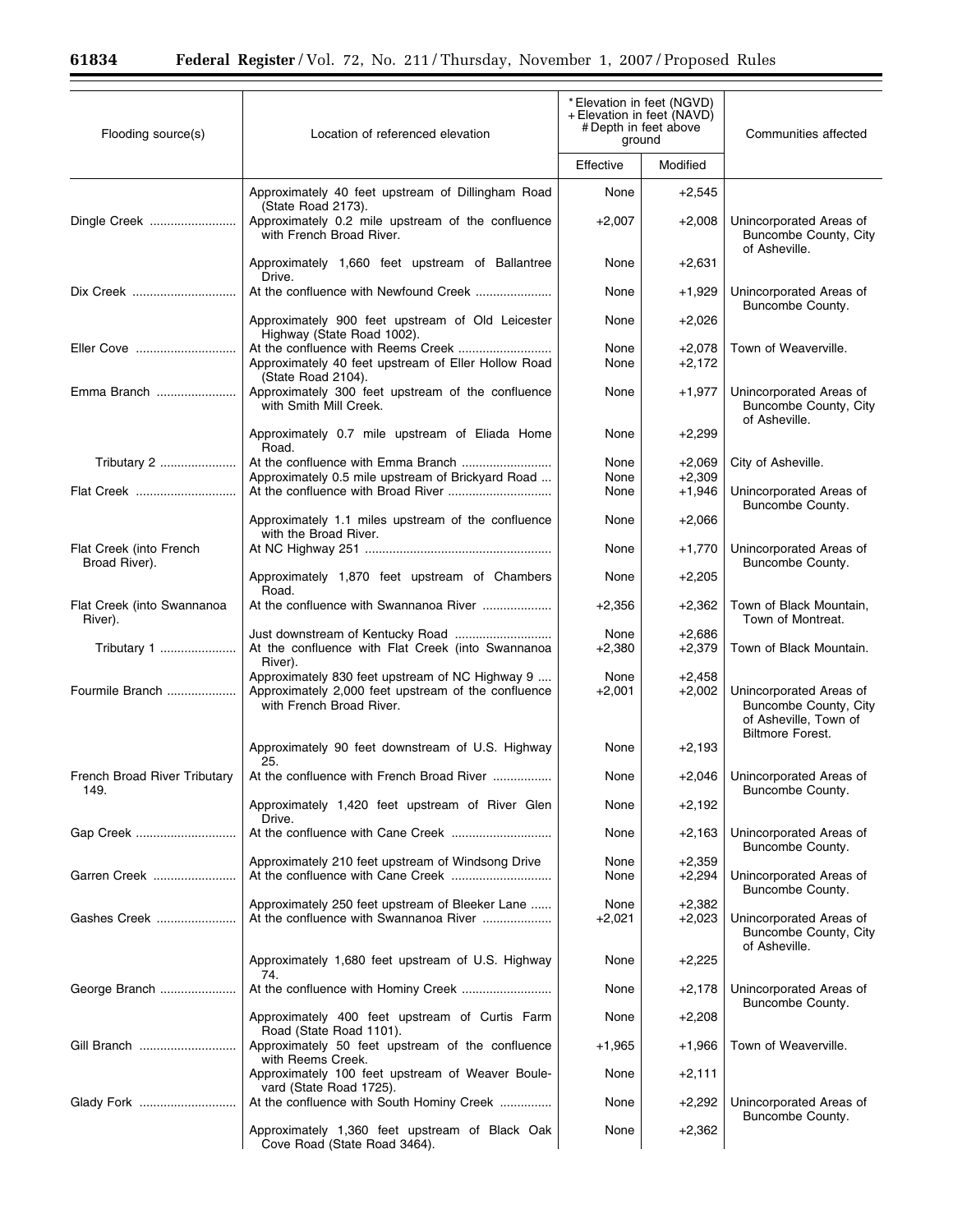| Flooding source(s) | Location of referenced elevation | *Elevation in feet (NGVD) +Elevation in feet (NAVD) #Depth in feet above ground | | Communities affected |
|---|---|---|---|---|
| | | Effective | Modified | |
| | Approximately 40 feet upstream of Dillingham Road (State Road 2173). | None | +2,545 | |
| Dingle Creek | Approximately 0.2 mile upstream of the confluence with French Broad River. | +2,007 | +2,008 | Unincorporated Areas of Buncombe County, City of Asheville. |
| | Approximately 1,660 feet upstream of Ballantree Drive. | None | +2,631 | |
| Dix Creek | At the confluence with Newfound Creek | None | +1,929 | Unincorporated Areas of Buncombe County. |
| | Approximately 900 feet upstream of Old Leicester Highway (State Road 1002). | None | +2,026 | |
| Eller Cove | At the confluence with Reems Creek | None | +2,078 | Town of Weaverville. |
| | Approximately 40 feet upstream of Eller Hollow Road (State Road 2104). | None | +2,172 | |
| Emma Branch | Approximately 300 feet upstream of the confluence with Smith Mill Creek. | None | +1,977 | Unincorporated Areas of Buncombe County, City of Asheville. |
| | Approximately 0.7 mile upstream of Eliada Home Road. | None | +2,299 | |
| Tributary 2 | At the confluence with Emma Branch | None | +2,069 | City of Asheville. |
| | Approximately 0.5 mile upstream of Brickyard Road | None | +2,309 | |
| Flat Creek | At the confluence with Broad River | None | +1,946 | Unincorporated Areas of Buncombe County. |
| | Approximately 1.1 miles upstream of the confluence with the Broad River. | None | +2,066 | |
| Flat Creek (into French Broad River). | At NC Highway 251 | None | +1,770 | Unincorporated Areas of Buncombe County. |
| | Approximately 1,870 feet upstream of Chambers Road. | None | +2,205 | |
| Flat Creek (into Swannanoa River). | At the confluence with Swannanoa River | +2,356 | +2,362 | Town of Black Mountain, Town of Montreat. |
| | Just downstream of Kentucky Road | None | +2,686 | |
| Tributary 1 | At the confluence with Flat Creek (into Swannanoa River). | +2,380 | +2,379 | Town of Black Mountain. |
| | Approximately 830 feet upstream of NC Highway 9 | None | +2,458 | |
| Fourmile Branch | Approximately 2,000 feet upstream of the confluence with French Broad River. | +2,001 | +2,002 | Unincorporated Areas of Buncombe County, City of Asheville, Town of Biltmore Forest. |
| | Approximately 90 feet downstream of U.S. Highway 25. | None | +2,193 | |
| French Broad River Tributary 149. | At the confluence with French Broad River | None | +2,046 | Unincorporated Areas of Buncombe County. |
| | Approximately 1,420 feet upstream of River Glen Drive. | None | +2,192 | |
| Gap Creek | At the confluence with Cane Creek | None | +2,163 | Unincorporated Areas of Buncombe County. |
| | Approximately 210 feet upstream of Windsong Drive | None | +2,359 | |
| Garren Creek | At the confluence with Cane Creek | None | +2,294 | Unincorporated Areas of Buncombe County. |
| | Approximately 250 feet upstream of Bleeker Lane | None | +2,382 | |
| Gashes Creek | At the confluence with Swannanoa River | +2,021 | +2,023 | Unincorporated Areas of Buncombe County, City of Asheville. |
| | Approximately 1,680 feet upstream of U.S. Highway 74. | None | +2,225 | |
| George Branch | At the confluence with Hominy Creek | None | +2,178 | Unincorporated Areas of Buncombe County. |
| | Approximately 400 feet upstream of Curtis Farm Road (State Road 1101). | None | +2,208 | |
| Gill Branch | Approximately 50 feet upstream of the confluence with Reems Creek. | +1,965 | +1,966 | Town of Weaverville. |
| | Approximately 100 feet upstream of Weaver Boulevard (State Road 1725). | None | +2,111 | |
| Glady Fork | At the confluence with South Hominy Creek | None | +2,292 | Unincorporated Areas of Buncombe County. |
| | Approximately 1,360 feet upstream of Black Oak Cove Road (State Road 3464). | None | +2,362 | |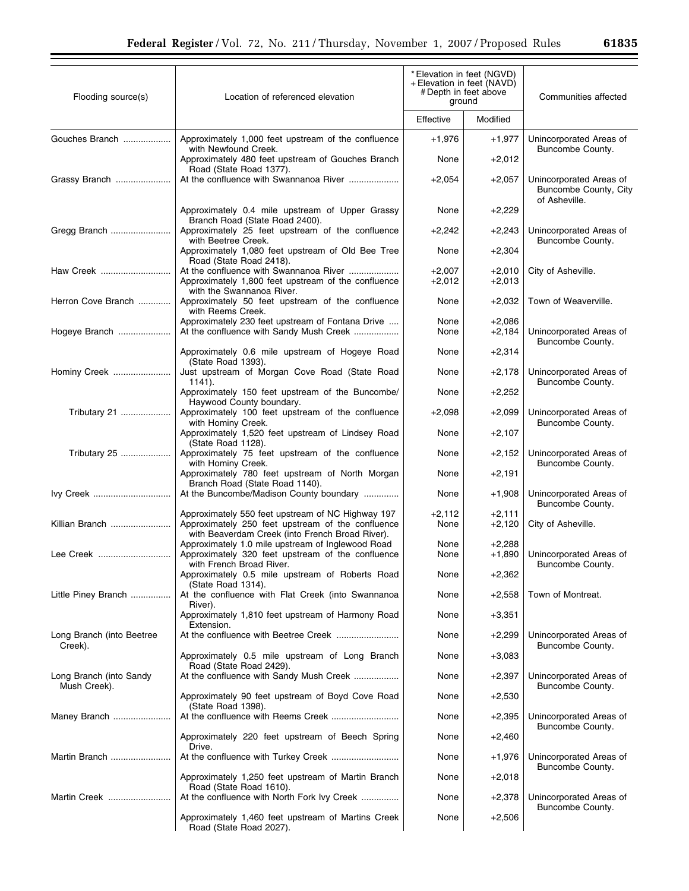| Flooding source(s) | Location of referenced elevation | *Elevation in feet (NGVD) +Elevation in feet (NAVD) #Depth in feet above ground | | Communities affected |
|---|---|---|---|---|
| | | Effective | Modified | |
| Gouches Branch | Approximately 1,000 feet upstream of the confluence with Newfound Creek. | +1,976 | +1,977 | Unincorporated Areas of Buncombe County. |
| | Approximately 480 feet upstream of Gouches Branch Road (State Road 1377). | None | +2,012 | |
| Grassy Branch | At the confluence with Swannanoa River | +2,054 | +2,057 | Unincorporated Areas of Buncombe County, City of Asheville. |
| | Approximately 0.4 mile upstream of Upper Grassy Branch Road (State Road 2400). | None | +2,229 | |
| Gregg Branch | Approximately 25 feet upstream of the confluence with Beetree Creek. | +2,242 | +2,243 | Unincorporated Areas of Buncombe County. |
| | Approximately 1,080 feet upstream of Old Bee Tree Road (State Road 2418). | None | +2,304 | |
| Haw Creek | At the confluence with Swannanoa River | +2,007 | +2,010 | City of Asheville. |
| | Approximately 1,800 feet upstream of the confluence with the Swannanoa River. | +2,012 | +2,013 | |
| Herron Cove Branch | Approximately 50 feet upstream of the confluence with Reems Creek. | None | +2,032 | Town of Weaverville. |
| | Approximately 230 feet upstream of Fontana Drive | None | +2,086 | |
| Hogeye Branch | At the confluence with Sandy Mush Creek | None | +2,184 | Unincorporated Areas of Buncombe County. |
| | Approximately 0.6 mile upstream of Hogeye Road (State Road 1393). | None | +2,314 | |
| Hominy Creek | Just upstream of Morgan Cove Road (State Road 1141). | None | +2,178 | Unincorporated Areas of Buncombe County. |
| | Approximately 150 feet upstream of the Buncombe/Haywood County boundary. | None | +2,252 | |
| Tributary 21 | Approximately 100 feet upstream of the confluence with Hominy Creek. | +2,098 | +2,099 | Unincorporated Areas of Buncombe County. |
| | Approximately 1,520 feet upstream of Lindsey Road (State Road 1128). | None | +2,107 | |
| Tributary 25 | Approximately 75 feet upstream of the confluence with Hominy Creek. | None | +2,152 | Unincorporated Areas of Buncombe County. |
| | Approximately 780 feet upstream of North Morgan Branch Road (State Road 1140). | None | +2,191 | |
| Ivy Creek | At the Buncombe/Madison County boundary | None | +1,908 | Unincorporated Areas of Buncombe County. |
| | Approximately 550 feet upstream of NC Highway 197 | +2,112 | +2,111 | |
| Killian Branch | Approximately 250 feet upstream of the confluence with Beaverdam Creek (into French Broad River). | None | +2,120 | City of Asheville. |
| | Approximately 1.0 mile upstream of Inglewood Road | None | +2,288 | |
| Lee Creek | Approximately 320 feet upstream of the confluence with French Broad River. | None | +1,890 | Unincorporated Areas of Buncombe County. |
| | Approximately 0.5 mile upstream of Roberts Road (State Road 1314). | None | +2,362 | |
| Little Piney Branch | At the confluence with Flat Creek (into Swannanoa River). | None | +2,558 | Town of Montreat. |
| | Approximately 1,810 feet upstream of Harmony Road Extension. | None | +3,351 | |
| Long Branch (into Beetree Creek). | At the confluence with Beetree Creek | None | +2,299 | Unincorporated Areas of Buncombe County. |
| | Approximately 0.5 mile upstream of Long Branch Road (State Road 2429). | None | +3,083 | |
| Long Branch (into Sandy Mush Creek). | At the confluence with Sandy Mush Creek | None | +2,397 | Unincorporated Areas of Buncombe County. |
| | Approximately 90 feet upstream of Boyd Cove Road (State Road 1398). | None | +2,530 | |
| Maney Branch | At the confluence with Reems Creek | None | +2,395 | Unincorporated Areas of Buncombe County. |
| | Approximately 220 feet upstream of Beech Spring Drive. | None | +2,460 | |
| Martin Branch | At the confluence with Turkey Creek | None | +1,976 | Unincorporated Areas of Buncombe County. |
| | Approximately 1,250 feet upstream of Martin Branch Road (State Road 1610). | None | +2,018 | |
| Martin Creek | At the confluence with North Fork Ivy Creek | None | +2,378 | Unincorporated Areas of Buncombe County. |
| | Approximately 1,460 feet upstream of Martins Creek Road (State Road 2027). | None | +2,506 | |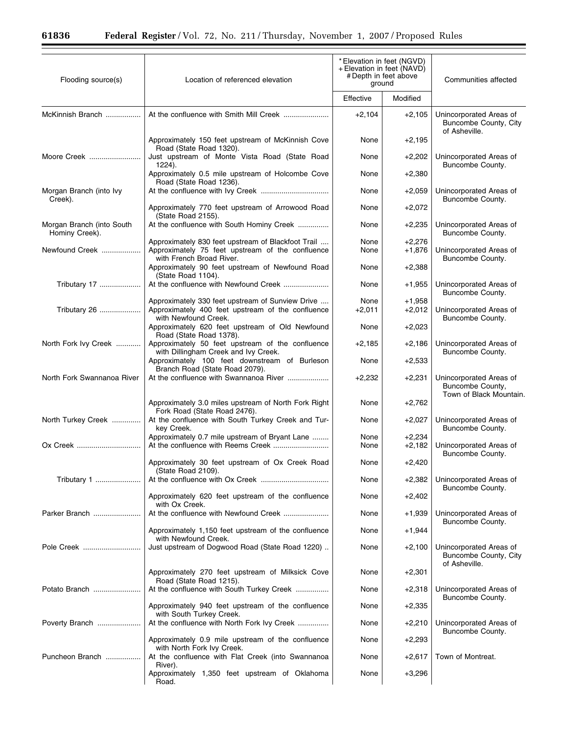| Flooding source(s) | Location of referenced elevation | * Elevation in feet (NGVD) + Elevation in feet (NAVD) # Depth in feet above ground | | Communities affected |
|---|---|---|---|---|
| | | Effective | Modified | |
| McKinnish Branch | At the confluence with Smith Mill Creek | +2,104 | +2,105 | Unincorporated Areas of Buncombe County, City of Asheville. |
| | Approximately 150 feet upstream of McKinnish Cove Road (State Road 1320). | None | +2,195 | |
| Moore Creek | Just upstream of Monte Vista Road (State Road 1224). | None | +2,202 | Unincorporated Areas of Buncombe County. |
| | Approximately 0.5 mile upstream of Holcombe Cove Road (State Road 1236). | None | +2,380 | |
| Morgan Branch (into Ivy Creek). | At the confluence with Ivy Creek | None | +2,059 | Unincorporated Areas of Buncombe County. |
| | Approximately 770 feet upstream of Arrowood Road (State Road 2155). | None | +2,072 | |
| Morgan Branch (into South Hominy Creek). | At the confluence with South Hominy Creek | None | +2,235 | Unincorporated Areas of Buncombe County. |
| | Approximately 830 feet upstream of Blackfoot Trail | None | +2,276 | |
| Newfound Creek | Approximately 75 feet upstream of the confluence with French Broad River. | None | +1,876 | Unincorporated Areas of Buncombe County. |
| | Approximately 90 feet upstream of Newfound Road (State Road 1104). | None | +2,388 | |
| Tributary 17 | At the confluence with Newfound Creek | None | +1,955 | Unincorporated Areas of Buncombe County. |
| | Approximately 330 feet upstream of Sunview Drive | None | +1,958 | |
| Tributary 26 | Approximately 400 feet upstream of the confluence with Newfound Creek. | +2,011 | +2,012 | Unincorporated Areas of Buncombe County. |
| | Approximately 620 feet upstream of Old Newfound Road (State Road 1378). | None | +2,023 | |
| North Fork Ivy Creek | Approximately 50 feet upstream of the confluence with Dillingham Creek and Ivy Creek. | +2,185 | +2,186 | Unincorporated Areas of Buncombe County. |
| | Approximately 100 feet downstream of Burleson Branch Road (State Road 2079). | None | +2,533 | |
| North Fork Swannanoa River | At the confluence with Swannanoa River | +2,232 | +2,231 | Unincorporated Areas of Buncombe County, Town of Black Mountain. |
| | Approximately 3.0 miles upstream of North Fork Right Fork Road (State Road 2476). | None | +2,762 | |
| North Turkey Creek | At the confluence with South Turkey Creek and Turkey Creek. | None | +2,027 | Unincorporated Areas of Buncombe County. |
| | Approximately 0.7 mile upstream of Bryant Lane | None | +2,234 | |
| Ox Creek | At the confluence with Reems Creek | None | +2,182 | Unincorporated Areas of Buncombe County. |
| | Approximately 30 feet upstream of Ox Creek Road (State Road 2109). | None | +2,420 | |
| Tributary 1 | At the confluence with Ox Creek | None | +2,382 | Unincorporated Areas of Buncombe County. |
| | Approximately 620 feet upstream of the confluence with Ox Creek. | None | +2,402 | |
| Parker Branch | At the confluence with Newfound Creek | None | +1,939 | Unincorporated Areas of Buncombe County. |
| | Approximately 1,150 feet upstream of the confluence with Newfound Creek. | None | +1,944 | |
| Pole Creek | Just upstream of Dogwood Road (State Road 1220) | None | +2,100 | Unincorporated Areas of Buncombe County, City of Asheville. |
| | Approximately 270 feet upstream of Milksick Cove Road (State Road 1215). | None | +2,301 | |
| Potato Branch | At the confluence with South Turkey Creek | None | +2,318 | Unincorporated Areas of Buncombe County. |
| | Approximately 940 feet upstream of the confluence with South Turkey Creek. | None | +2,335 | |
| Poverty Branch | At the confluence with North Fork Ivy Creek | None | +2,210 | Unincorporated Areas of Buncombe County. |
| | Approximately 0.9 mile upstream of the confluence with North Fork Ivy Creek. | None | +2,293 | |
| Puncheon Branch | At the confluence with Flat Creek (into Swannanoa River). | None | +2,617 | Town of Montreat. |
| | Approximately 1,350 feet upstream of Oklahoma Road. | None | +3,296 | |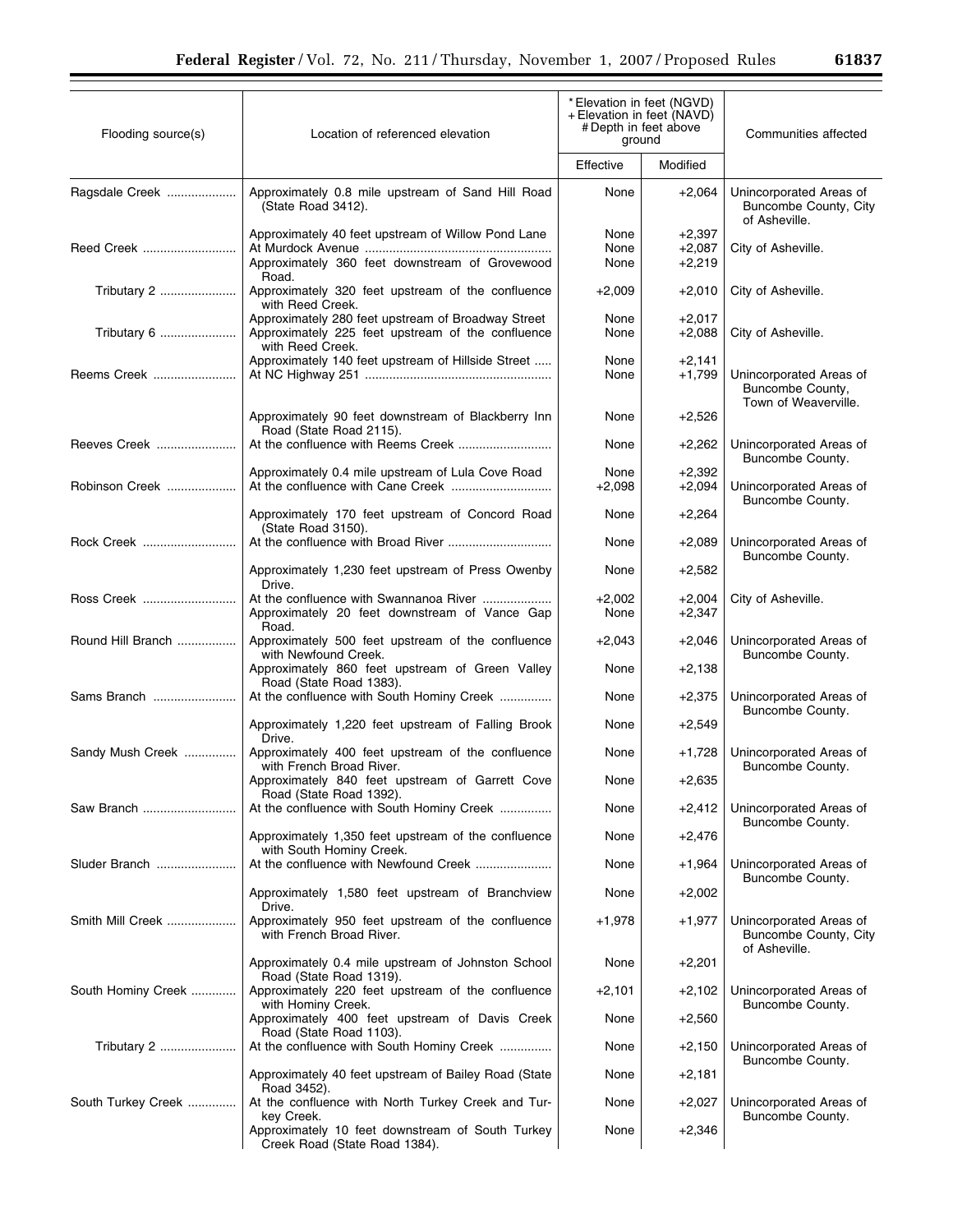| Flooding source(s) | Location of referenced elevation | *Elevation in feet (NGVD) +Elevation in feet (NAVD) #Depth in feet above ground | | Communities affected |
|---|---|---|---|---|
| | | Effective | Modified | |
| Ragsdale Creek | Approximately 0.8 mile upstream of Sand Hill Road (State Road 3412). | None | +2,064 | Unincorporated Areas of Buncombe County, City of Asheville. |
| | Approximately 40 feet upstream of Willow Pond Lane | None | +2,397 | |
| Reed Creek | At Murdock Avenue | None | +2,087 | City of Asheville. |
| | Approximately 360 feet downstream of Grovewood Road. | None | +2,219 | |
| Tributary 2 | Approximately 320 feet upstream of the confluence with Reed Creek. | +2,009 | +2,010 | City of Asheville. |
| | Approximately 280 feet upstream of Broadway Street | None | +2,017 | |
| Tributary 6 | Approximately 225 feet upstream of the confluence with Reed Creek. | None | +2,088 | City of Asheville. |
| | Approximately 140 feet upstream of Hillside Street | None | +2,141 | |
| Reems Creek | At NC Highway 251 | None | +1,799 | Unincorporated Areas of Buncombe County, Town of Weaverville. |
| | Approximately 90 feet downstream of Blackberry Inn Road (State Road 2115). | None | +2,526 | |
| Reeves Creek | At the confluence with Reems Creek | None | +2,262 | Unincorporated Areas of Buncombe County. |
| | Approximately 0.4 mile upstream of Lula Cove Road | None | +2,392 | |
| Robinson Creek | At the confluence with Cane Creek | +2,098 | +2,094 | Unincorporated Areas of Buncombe County. |
| | Approximately 170 feet upstream of Concord Road (State Road 3150). | None | +2,264 | |
| Rock Creek | At the confluence with Broad River | None | +2,089 | Unincorporated Areas of Buncombe County. |
| | Approximately 1,230 feet upstream of Press Owenby Drive. | None | +2,582 | |
| Ross Creek | At the confluence with Swannanoa River | +2,002 | +2,004 | City of Asheville. |
| | Approximately 20 feet downstream of Vance Gap Road. | None | +2,347 | |
| Round Hill Branch | Approximately 500 feet upstream of the confluence with Newfound Creek. | +2,043 | +2,046 | Unincorporated Areas of Buncombe County. |
| | Approximately 860 feet upstream of Green Valley Road (State Road 1383). | None | +2,138 | |
| Sams Branch | At the confluence with South Hominy Creek | None | +2,375 | Unincorporated Areas of Buncombe County. |
| | Approximately 1,220 feet upstream of Falling Brook Drive. | None | +2,549 | |
| Sandy Mush Creek | Approximately 400 feet upstream of the confluence with French Broad River. | None | +1,728 | Unincorporated Areas of Buncombe County. |
| | Approximately 840 feet upstream of Garrett Cove Road (State Road 1392). | None | +2,635 | |
| Saw Branch | At the confluence with South Hominy Creek | None | +2,412 | Unincorporated Areas of Buncombe County. |
| | Approximately 1,350 feet upstream of the confluence with South Hominy Creek. | None | +2,476 | |
| Sluder Branch | At the confluence with Newfound Creek | None | +1,964 | Unincorporated Areas of Buncombe County. |
| | Approximately 1,580 feet upstream of Branchview Drive. | None | +2,002 | |
| Smith Mill Creek | Approximately 950 feet upstream of the confluence with French Broad River. | +1,978 | +1,977 | Unincorporated Areas of Buncombe County, City of Asheville. |
| | Approximately 0.4 mile upstream of Johnston School Road (State Road 1319). | None | +2,201 | |
| South Hominy Creek | Approximately 220 feet upstream of the confluence with Hominy Creek. | +2,101 | +2,102 | Unincorporated Areas of Buncombe County. |
| | Approximately 400 feet upstream of Davis Creek Road (State Road 1103). | None | +2,560 | |
| Tributary 2 | At the confluence with South Hominy Creek | None | +2,150 | Unincorporated Areas of Buncombe County. |
| | Approximately 40 feet upstream of Bailey Road (State Road 3452). | None | +2,181 | |
| South Turkey Creek | At the confluence with North Turkey Creek and Turkey Creek. | None | +2,027 | Unincorporated Areas of Buncombe County. |
| | Approximately 10 feet downstream of South Turkey Creek Road (State Road 1384). | None | +2,346 | |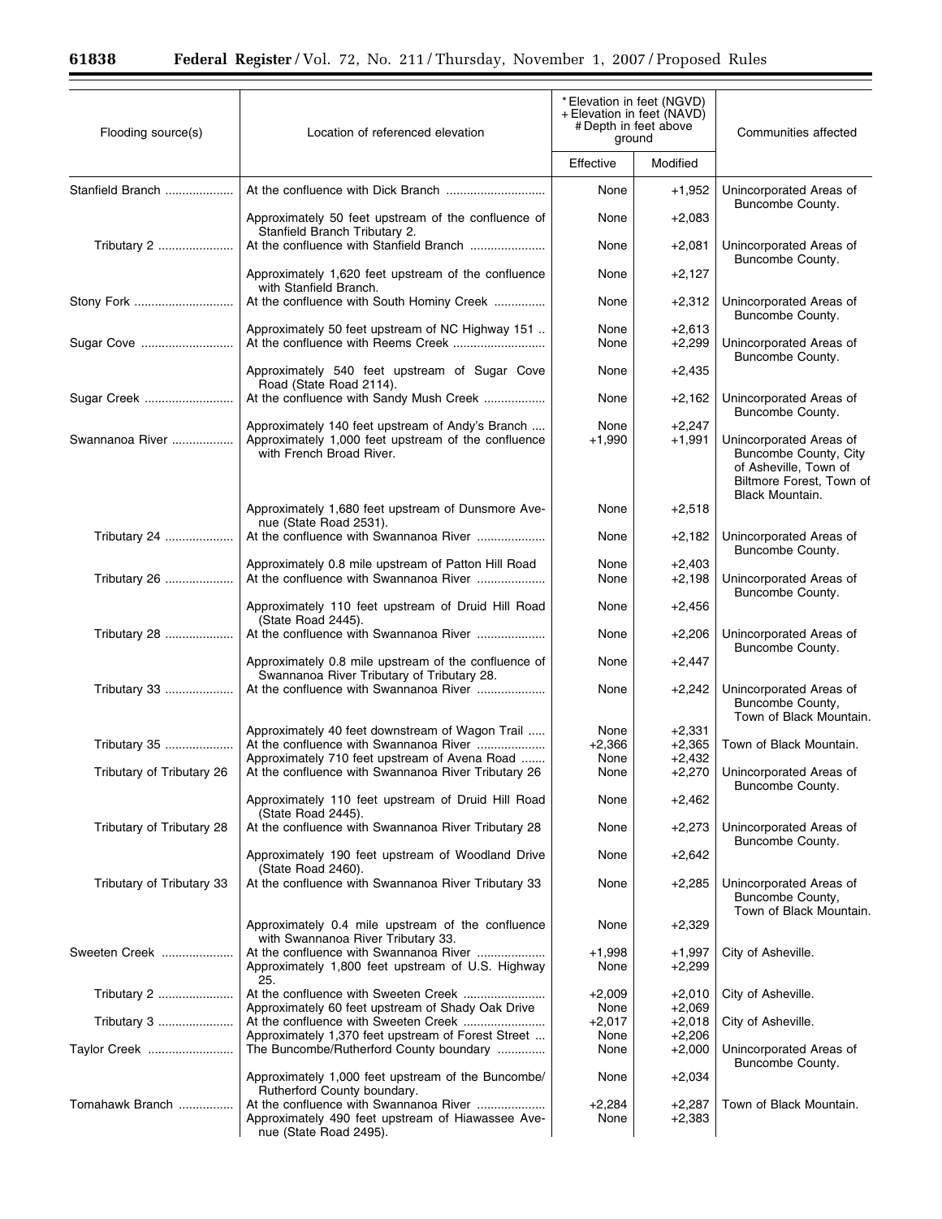| Flooding source(s) | Location of referenced elevation | * Elevation in feet (NGVD) + Elevation in feet (NAVD) # Depth in feet above ground | | Communities affected |
|---|---|---|---|---|
| | | Effective | Modified | |
| Stanfield Branch | At the confluence with Dick Branch | None | +1,952 | Unincorporated Areas of Buncombe County. |
| | Approximately 50 feet upstream of the confluence of Stanfield Branch Tributary 2. | None | +2,083 | |
| Tributary 2 | At the confluence with Stanfield Branch | None | +2,081 | Unincorporated Areas of Buncombe County. |
| | Approximately 1,620 feet upstream of the confluence with Stanfield Branch. | None | +2,127 | |
| Stony Fork | At the confluence with South Hominy Creek | None | +2,312 | Unincorporated Areas of Buncombe County. |
| | Approximately 50 feet upstream of NC Highway 151 | None | +2,613 | |
| Sugar Cove | At the confluence with Reems Creek | None | +2,299 | Unincorporated Areas of Buncombe County. |
| | Approximately 540 feet upstream of Sugar Cove Road (State Road 2114). | None | +2,435 | |
| Sugar Creek | At the confluence with Sandy Mush Creek | None | +2,162 | Unincorporated Areas of Buncombe County. |
| | Approximately 140 feet upstream of Andy's Branch | None | +2,247 | |
| Swannanoa River | Approximately 1,000 feet upstream of the confluence with French Broad River. | +1,990 | +1,991 | Unincorporated Areas of Buncombe County, City of Asheville, Town of Biltmore Forest, Town of Black Mountain. |
| | Approximately 1,680 feet upstream of Dunsmore Avenue (State Road 2531). | None | +2,518 | |
| Tributary 24 | At the confluence with Swannanoa River | None | +2,182 | Unincorporated Areas of Buncombe County. |
| | Approximately 0.8 mile upstream of Patton Hill Road | None | +2,403 | |
| Tributary 26 | At the confluence with Swannanoa River | None | +2,198 | Unincorporated Areas of Buncombe County. |
| | Approximately 110 feet upstream of Druid Hill Road (State Road 2445). | None | +2,456 | |
| Tributary 28 | At the confluence with Swannanoa River | None | +2,206 | Unincorporated Areas of Buncombe County. |
| | Approximately 0.8 mile upstream of the confluence of Swannanoa River Tributary of Tributary 28. | None | +2,447 | |
| Tributary 33 | At the confluence with Swannanoa River | None | +2,242 | Unincorporated Areas of Buncombe County, Town of Black Mountain. |
| | Approximately 40 feet downstream of Wagon Trail | None | +2,331 | |
| Tributary 35 | At the confluence with Swannanoa River | +2,366 | +2,365 | Town of Black Mountain. |
| | Approximately 710 feet upstream of Avena Road | None | +2,432 | |
| Tributary of Tributary 26 | At the confluence with Swannanoa River Tributary 26 | None | +2,270 | Unincorporated Areas of Buncombe County. |
| | Approximately 110 feet upstream of Druid Hill Road (State Road 2445). | None | +2,462 | |
| Tributary of Tributary 28 | At the confluence with Swannanoa River Tributary 28 | None | +2,273 | Unincorporated Areas of Buncombe County. |
| | Approximately 190 feet upstream of Woodland Drive (State Road 2460). | None | +2,642 | |
| Tributary of Tributary 33 | At the confluence with Swannanoa River Tributary 33 | None | +2,285 | Unincorporated Areas of Buncombe County, Town of Black Mountain. |
| | Approximately 0.4 mile upstream of the confluence with Swannanoa River Tributary 33. | None | +2,329 | |
| Sweeten Creek | At the confluence with Swannanoa River | +1,998 | +1,997 | City of Asheville. |
| | Approximately 1,800 feet upstream of U.S. Highway 25. | None | +2,299 | |
| Tributary 2 | At the confluence with Sweeten Creek | +2,009 | +2,010 | City of Asheville. |
| | Approximately 60 feet upstream of Shady Oak Drive | None | +2,069 | |
| Tributary 3 | At the confluence with Sweeten Creek | +2,017 | +2,018 | City of Asheville. |
| | Approximately 1,370 feet upstream of Forest Street | None | +2,206 | |
| Taylor Creek | The Buncombe/Rutherford County boundary | None | +2,000 | Unincorporated Areas of Buncombe County. |
| | Approximately 1,000 feet upstream of the Buncombe/Rutherford County boundary. | None | +2,034 | |
| Tomahawk Branch | At the confluence with Swannanoa River | +2,284 | +2,287 | Town of Black Mountain. |
| | Approximately 490 feet upstream of Hiawassee Avenue (State Road 2495). | None | +2,383 | |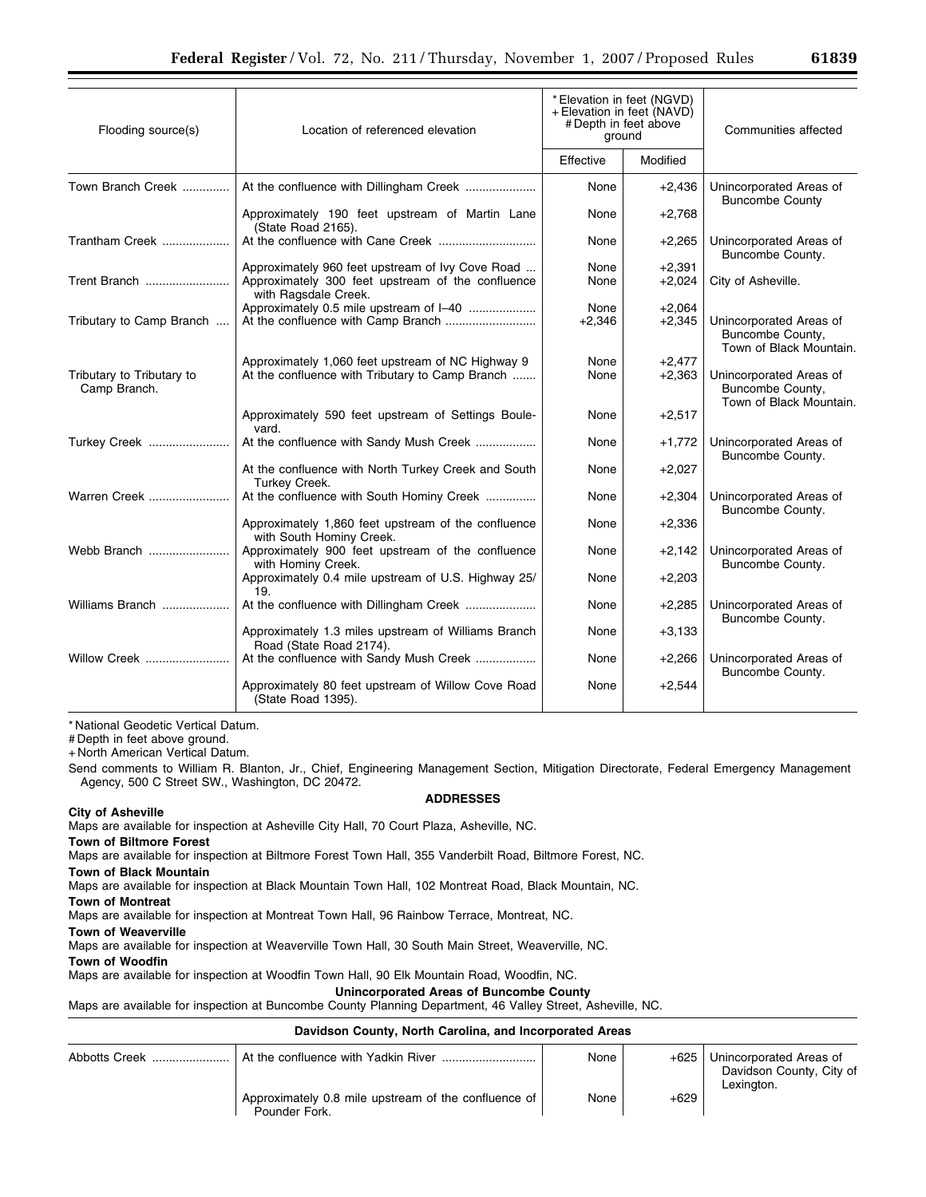| Flooding source(s) | Location of referenced elevation | *Elevation in feet (NGVD) +Elevation in feet (NAVD) #Depth in feet above ground | | Communities affected |
|---|---|---|---|---|
| | | Effective | Modified | |
| Town Branch Creek | At the confluence with Dillingham Creek | None | +2,436 | Unincorporated Areas of Buncombe County |
| | Approximately 190 feet upstream of Martin Lane (State Road 2165). | None | +2,768 | |
| Trantham Creek | At the confluence with Cane Creek | None | +2,265 | Unincorporated Areas of Buncombe County. |
| | Approximately 960 feet upstream of Ivy Cove Road | None | +2,391 | |
| Trent Branch | Approximately 300 feet upstream of the confluence with Ragsdale Creek. | None | +2,024 | City of Asheville. |
| | Approximately 0.5 mile upstream of I–40 | None | +2,064 | |
| Tributary to Camp Branch | At the confluence with Camp Branch | +2,346 | +2,345 | Unincorporated Areas of Buncombe County, Town of Black Mountain. |
| | Approximately 1,060 feet upstream of NC Highway 9 | None | +2,477 | |
| Tributary to Tributary to Camp Branch. | At the confluence with Tributary to Camp Branch | None | +2,363 | Unincorporated Areas of Buncombe County, Town of Black Mountain. |
| | Approximately 590 feet upstream of Settings Boulevard. | None | +2,517 | |
| Turkey Creek | At the confluence with Sandy Mush Creek | None | +1,772 | Unincorporated Areas of Buncombe County. |
| | At the confluence with North Turkey Creek and South Turkey Creek. | None | +2,027 | |
| Warren Creek | At the confluence with South Hominy Creek | None | +2,304 | Unincorporated Areas of Buncombe County. |
| | Approximately 1,860 feet upstream of the confluence with South Hominy Creek. | None | +2,336 | |
| Webb Branch | Approximately 900 feet upstream of the confluence with Hominy Creek. | None | +2,142 | Unincorporated Areas of Buncombe County. |
| | Approximately 0.4 mile upstream of U.S. Highway 25/19. | None | +2,203 | |
| Williams Branch | At the confluence with Dillingham Creek | None | +2,285 | Unincorporated Areas of Buncombe County. |
| | Approximately 1.3 miles upstream of Williams Branch Road (State Road 2174). | None | +3,133 | |
| Willow Creek | At the confluence with Sandy Mush Creek | None | +2,266 | Unincorporated Areas of Buncombe County. |
| | Approximately 80 feet upstream of Willow Cove Road (State Road 1395). | None | +2,544 | |

* National Geodetic Vertical Datum.
# Depth in feet above ground.
+ North American Vertical Datum.

Send comments to William R. Blanton, Jr., Chief, Engineering Management Section, Mitigation Directorate, Federal Emergency Management Agency, 500 C Street SW., Washington, DC 20472.

**ADDRESSES**

**City of Asheville**
Maps are available for inspection at Asheville City Hall, 70 Court Plaza, Asheville, NC.

**Town of Biltmore Forest**
Maps are available for inspection at Biltmore Forest Town Hall, 355 Vanderbilt Road, Biltmore Forest, NC.

**Town of Black Mountain**
Maps are available for inspection at Black Mountain Town Hall, 102 Montreat Road, Black Mountain, NC.

**Town of Montreat**
Maps are available for inspection at Montreat Town Hall, 96 Rainbow Terrace, Montreat, NC.

**Town of Weaverville**
Maps are available for inspection at Weaverville Town Hall, 30 South Main Street, Weaverville, NC.

**Town of Woodfin**
Maps are available for inspection at Woodfin Town Hall, 90 Elk Mountain Road, Woodfin, NC.

**Unincorporated Areas of Buncombe County**
Maps are available for inspection at Buncombe County Planning Department, 46 Valley Street, Asheville, NC.

**Davidson County, North Carolina, and Incorporated Areas**

| Flooding source(s) | Location of referenced elevation | Effective | Modified | Communities affected |
|---|---|---|---|---|
| Abbotts Creek | At the confluence with Yadkin River | None | +625 | Unincorporated Areas of Davidson County, City of Lexington. |
| | Approximately 0.8 mile upstream of the confluence of Pounder Fork. | None | +629 | |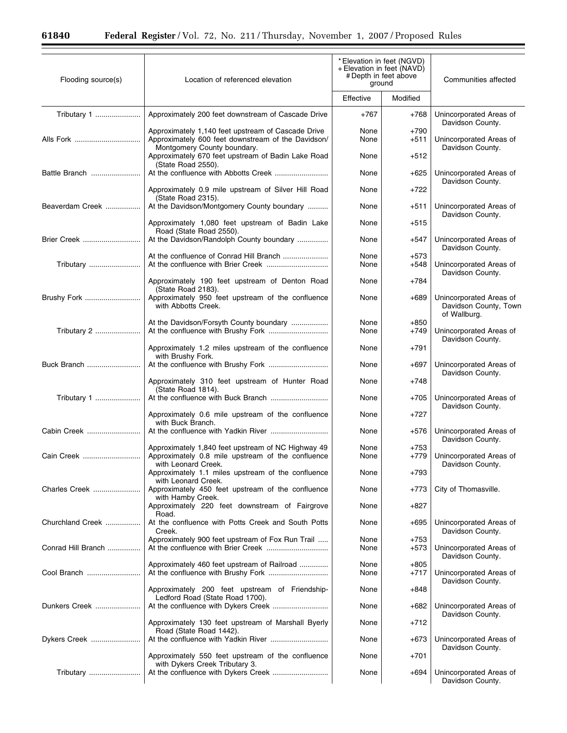| Flooding source(s) | Location of referenced elevation | * Elevation in feet (NGVD) + Elevation in feet (NAVD) # Depth in feet above ground | | Communities affected |
|---|---|---|---|---|
| | | Effective | Modified | |
| Tributary 1 | Approximately 200 feet downstream of Cascade Drive | +767 | +768 | Unincorporated Areas of Davidson County. |
| | Approximately 1,140 feet upstream of Cascade Drive | None | +790 | |
| Alls Fork | Approximately 600 feet downstream of the Davidson/Montgomery County boundary. | None | +511 | Unincorporated Areas of Davidson County. |
| | Approximately 670 feet upstream of Badin Lake Road (State Road 2550). | None | +512 | |
| Battle Branch | At the confluence with Abbotts Creek | None | +625 | Unincorporated Areas of Davidson County. |
| | Approximately 0.9 mile upstream of Silver Hill Road (State Road 2315). | None | +722 | |
| Beaverdam Creek | At the Davidson/Montgomery County boundary | None | +511 | Unincorporated Areas of Davidson County. |
| | Approximately 1,080 feet upstream of Badin Lake Road (State Road 2550). | None | +515 | |
| Brier Creek | At the Davidson/Randolph County boundary | None | +547 | Unincorporated Areas of Davidson County. |
| | At the confluence of Conrad Hill Branch | None | +573 | |
| Tributary | At the confluence with Brier Creek | None | +548 | Unincorporated Areas of Davidson County. |
| | Approximately 190 feet upstream of Denton Road (State Road 2183). | None | +784 | |
| Brushy Fork | Approximately 950 feet upstream of the confluence with Abbotts Creek. | None | +689 | Unincorporated Areas of Davidson County, Town of Wallburg. |
| | At the Davidson/Forsyth County boundary | None | +850 | |
| Tributary 2 | At the confluence with Brushy Fork | None | +749 | Unincorporated Areas of Davidson County. |
| | Approximately 1.2 miles upstream of the confluence with Brushy Fork. | None | +791 | |
| Buck Branch | At the confluence with Brushy Fork | None | +697 | Unincorporated Areas of Davidson County. |
| | Approximately 310 feet upstream of Hunter Road (State Road 1814). | None | +748 | |
| Tributary 1 | At the confluence with Buck Branch | None | +705 | Unincorporated Areas of Davidson County. |
| | Approximately 0.6 mile upstream of the confluence with Buck Branch. | None | +727 | |
| Cabin Creek | At the confluence with Yadkin River | None | +576 | Unincorporated Areas of Davidson County. |
| | Approximately 1,840 feet upstream of NC Highway 49 | None | +753 | |
| Cain Creek | Approximately 0.8 mile upstream of the confluence with Leonard Creek. | None | +779 | Unincorporated Areas of Davidson County. |
| | Approximately 1.1 miles upstream of the confluence with Leonard Creek. | None | +793 | |
| Charles Creek | Approximately 450 feet upstream of the confluence with Hamby Creek. | None | +773 | City of Thomasville. |
| | Approximately 220 feet downstream of Fairgrove Road. | None | +827 | |
| Churchland Creek | At the confluence with Potts Creek and South Potts Creek. | None | +695 | Unincorporated Areas of Davidson County. |
| | Approximately 900 feet upstream of Fox Run Trail | None | +753 | |
| Conrad Hill Branch | At the confluence with Brier Creek | None | +573 | Unincorporated Areas of Davidson County. |
| | Approximately 460 feet upstream of Railroad | None | +805 | |
| Cool Branch | At the confluence with Brushy Fork | None | +717 | Unincorporated Areas of Davidson County. |
| | Approximately 200 feet upstream of Friendship-Ledford Road (State Road 1700). | None | +848 | |
| Dunkers Creek | At the confluence with Dykers Creek | None | +682 | Unincorporated Areas of Davidson County. |
| | Approximately 130 feet upstream of Marshall Byerly Road (State Road 1442). | None | +712 | |
| Dykers Creek | At the confluence with Yadkin River | None | +673 | Unincorporated Areas of Davidson County. |
| | Approximately 550 feet upstream of the confluence with Dykers Creek Tributary 3. | None | +701 | |
| Tributary | At the confluence with Dykers Creek | None | +694 | Unincorporated Areas of Davidson County. |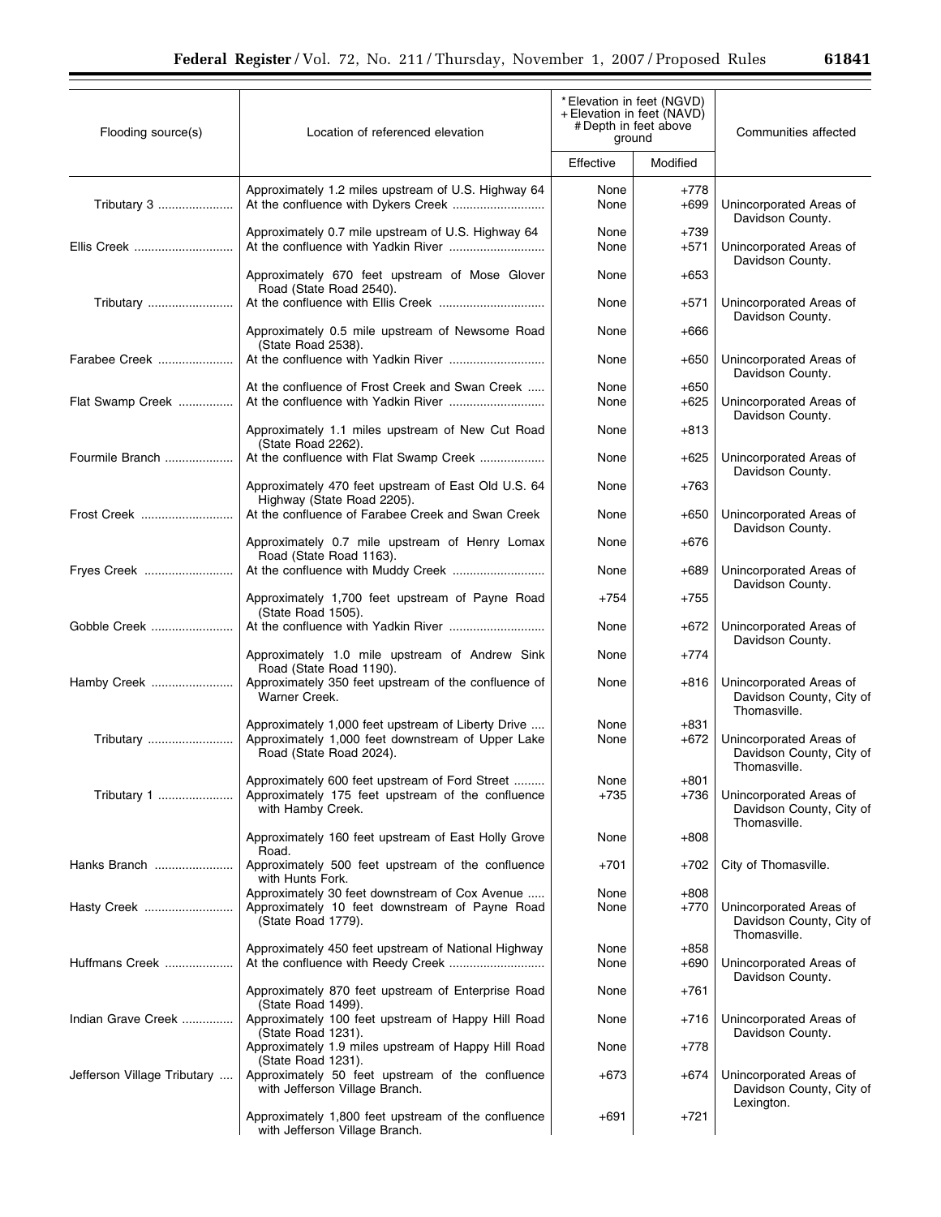| Flooding source(s) | Location of referenced elevation | * Elevation in feet (NGVD) + Elevation in feet (NAVD) # Depth in feet above ground | | Communities affected |
|---|---|---|---|---|
| | | Effective | Modified | |
| | Approximately 1.2 miles upstream of U.S. Highway 64 | None | +778 | |
| Tributary 3 | At the confluence with Dykers Creek | None | +699 | Unincorporated Areas of Davidson County. |
| | Approximately 0.7 mile upstream of U.S. Highway 64 | None | +739 | |
| Ellis Creek | At the confluence with Yadkin River | None | +571 | Unincorporated Areas of Davidson County. |
| | Approximately 670 feet upstream of Mose Glover Road (State Road 2540). | None | +653 | |
| Tributary | At the confluence with Ellis Creek | None | +571 | Unincorporated Areas of Davidson County. |
| | Approximately 0.5 mile upstream of Newsome Road (State Road 2538). | None | +666 | |
| Farabee Creek | At the confluence with Yadkin River | None | +650 | Unincorporated Areas of Davidson County. |
| | At the confluence of Frost Creek and Swan Creek | None | +650 | |
| Flat Swamp Creek | At the confluence with Yadkin River | None | +625 | Unincorporated Areas of Davidson County. |
| | Approximately 1.1 miles upstream of New Cut Road (State Road 2262). | None | +813 | |
| Fourmile Branch | At the confluence with Flat Swamp Creek | None | +625 | Unincorporated Areas of Davidson County. |
| | Approximately 470 feet upstream of East Old U.S. 64 Highway (State Road 2205). | None | +763 | |
| Frost Creek | At the confluence of Farabee Creek and Swan Creek | None | +650 | Unincorporated Areas of Davidson County. |
| | Approximately 0.7 mile upstream of Henry Lomax Road (State Road 1163). | None | +676 | |
| Fryes Creek | At the confluence with Muddy Creek | None | +689 | Unincorporated Areas of Davidson County. |
| | Approximately 1,700 feet upstream of Payne Road (State Road 1505). | +754 | +755 | |
| Gobble Creek | At the confluence with Yadkin River | None | +672 | Unincorporated Areas of Davidson County. |
| | Approximately 1.0 mile upstream of Andrew Sink Road (State Road 1190). | None | +774 | |
| Hamby Creek | Approximately 350 feet upstream of the confluence of Warner Creek. | None | +816 | Unincorporated Areas of Davidson County, City of Thomasville. |
| | Approximately 1,000 feet upstream of Liberty Drive | None | +831 | |
| Tributary | Approximately 1,000 feet downstream of Upper Lake Road (State Road 2024). | None | +672 | Unincorporated Areas of Davidson County, City of Thomasville. |
| | Approximately 600 feet upstream of Ford Street | None | +801 | |
| Tributary 1 | Approximately 175 feet upstream of the confluence with Hamby Creek. | +735 | +736 | Unincorporated Areas of Davidson County, City of Thomasville. |
| | Approximately 160 feet upstream of East Holly Grove Road. | None | +808 | |
| Hanks Branch | Approximately 500 feet upstream of the confluence with Hunts Fork. | +701 | +702 | City of Thomasville. |
| | Approximately 30 feet downstream of Cox Avenue | None | +808 | |
| Hasty Creek | Approximately 10 feet downstream of Payne Road (State Road 1779). | None | +770 | Unincorporated Areas of Davidson County, City of Thomasville. |
| | Approximately 450 feet upstream of National Highway | None | +858 | |
| Huffmans Creek | At the confluence with Reedy Creek | None | +690 | Unincorporated Areas of Davidson County. |
| | Approximately 870 feet upstream of Enterprise Road (State Road 1499). | None | +761 | |
| Indian Grave Creek | Approximately 100 feet upstream of Happy Hill Road (State Road 1231). | None | +716 | Unincorporated Areas of Davidson County. |
| | Approximately 1.9 miles upstream of Happy Hill Road (State Road 1231). | None | +778 | |
| Jefferson Village Tributary | Approximately 50 feet upstream of the confluence with Jefferson Village Branch. | +673 | +674 | Unincorporated Areas of Davidson County, City of Lexington. |
| | Approximately 1,800 feet upstream of the confluence with Jefferson Village Branch. | +691 | +721 | |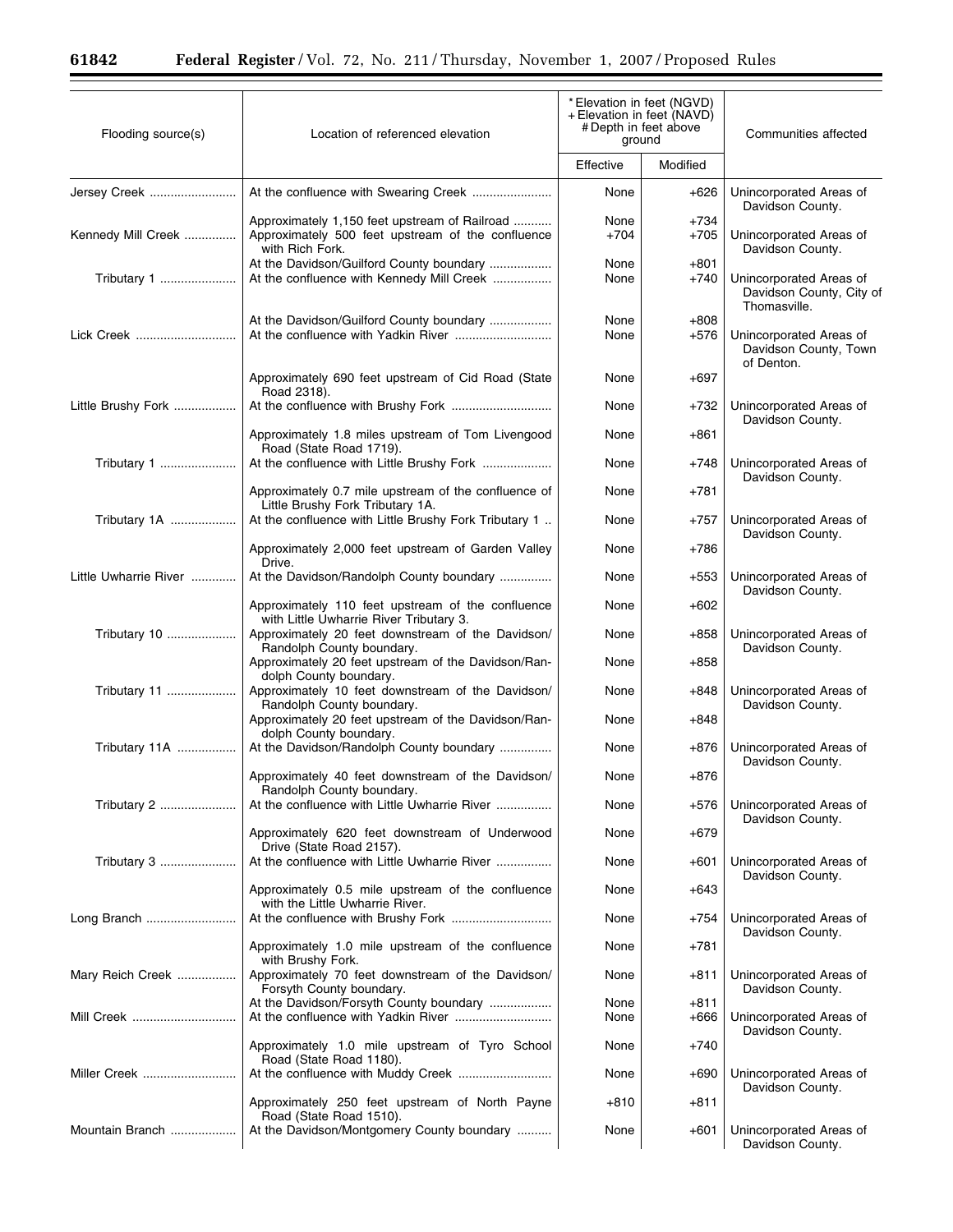| Flooding source(s) | Location of referenced elevation | * Elevation in feet (NGVD) + Elevation in feet (NAVD) # Depth in feet above ground | | Communities affected |
|---|---|---|---|---|
| | | Effective | Modified | |
| Jersey Creek | At the confluence with Swearing Creek | None | +626 | Unincorporated Areas of Davidson County. |
| | Approximately 1,150 feet upstream of Railroad | None | +734 | |
| Kennedy Mill Creek | Approximately 500 feet upstream of the confluence with Rich Fork. | +704 | +705 | Unincorporated Areas of Davidson County. |
| | At the Davidson/Guilford County boundary | None | +801 | |
| Tributary 1 | At the confluence with Kennedy Mill Creek | None | +740 | Unincorporated Areas of Davidson County, City of Thomasville. |
| | At the Davidson/Guilford County boundary | None | +808 | |
| Lick Creek | At the confluence with Yadkin River | None | +576 | Unincorporated Areas of Davidson County, Town of Denton. |
| | Approximately 690 feet upstream of Cid Road (State Road 2318). | None | +697 | |
| Little Brushy Fork | At the confluence with Brushy Fork | None | +732 | Unincorporated Areas of Davidson County. |
| | Approximately 1.8 miles upstream of Tom Livengood Road (State Road 1719). | None | +861 | |
| Tributary 1 | At the confluence with Little Brushy Fork | None | +748 | Unincorporated Areas of Davidson County. |
| | Approximately 0.7 mile upstream of the confluence of Little Brushy Fork Tributary 1A. | None | +781 | |
| Tributary 1A | At the confluence with Little Brushy Fork Tributary 1 .. | None | +757 | Unincorporated Areas of Davidson County. |
| | Approximately 2,000 feet upstream of Garden Valley Drive. | None | +786 | |
| Little Uwharrie River | At the Davidson/Randolph County boundary | None | +553 | Unincorporated Areas of Davidson County. |
| | Approximately 110 feet upstream of the confluence with Little Uwharrie River Tributary 3. | None | +602 | |
| Tributary 10 | Approximately 20 feet downstream of the Davidson/Randolph County boundary. | None | +858 | Unincorporated Areas of Davidson County. |
| | Approximately 20 feet upstream of the Davidson/Randolph County boundary. | None | +858 | |
| Tributary 11 | Approximately 10 feet downstream of the Davidson/Randolph County boundary. | None | +848 | Unincorporated Areas of Davidson County. |
| | Approximately 20 feet upstream of the Davidson/Randolph County boundary. | None | +848 | |
| Tributary 11A | At the Davidson/Randolph County boundary | None | +876 | Unincorporated Areas of Davidson County. |
| | Approximately 40 feet downstream of the Davidson/Randolph County boundary. | None | +876 | |
| Tributary 2 | At the confluence with Little Uwharrie River | None | +576 | Unincorporated Areas of Davidson County. |
| | Approximately 620 feet downstream of Underwood Drive (State Road 2157). | None | +679 | |
| Tributary 3 | At the confluence with Little Uwharrie River | None | +601 | Unincorporated Areas of Davidson County. |
| | Approximately 0.5 mile upstream of the confluence with the Little Uwharrie River. | None | +643 | |
| Long Branch | At the confluence with Brushy Fork | None | +754 | Unincorporated Areas of Davidson County. |
| | Approximately 1.0 mile upstream of the confluence with Brushy Fork. | None | +781 | |
| Mary Reich Creek | Approximately 70 feet downstream of the Davidson/Forsyth County boundary. | None | +811 | Unincorporated Areas of Davidson County. |
| | At the Davidson/Forsyth County boundary | None | +811 | |
| Mill Creek | At the confluence with Yadkin River | None | +666 | Unincorporated Areas of Davidson County. |
| | Approximately 1.0 mile upstream of Tyro School Road (State Road 1180). | None | +740 | |
| Miller Creek | At the confluence with Muddy Creek | None | +690 | Unincorporated Areas of Davidson County. |
| | Approximately 250 feet upstream of North Payne Road (State Road 1510). | +810 | +811 | |
| Mountain Branch | At the Davidson/Montgomery County boundary | None | +601 | Unincorporated Areas of Davidson County. |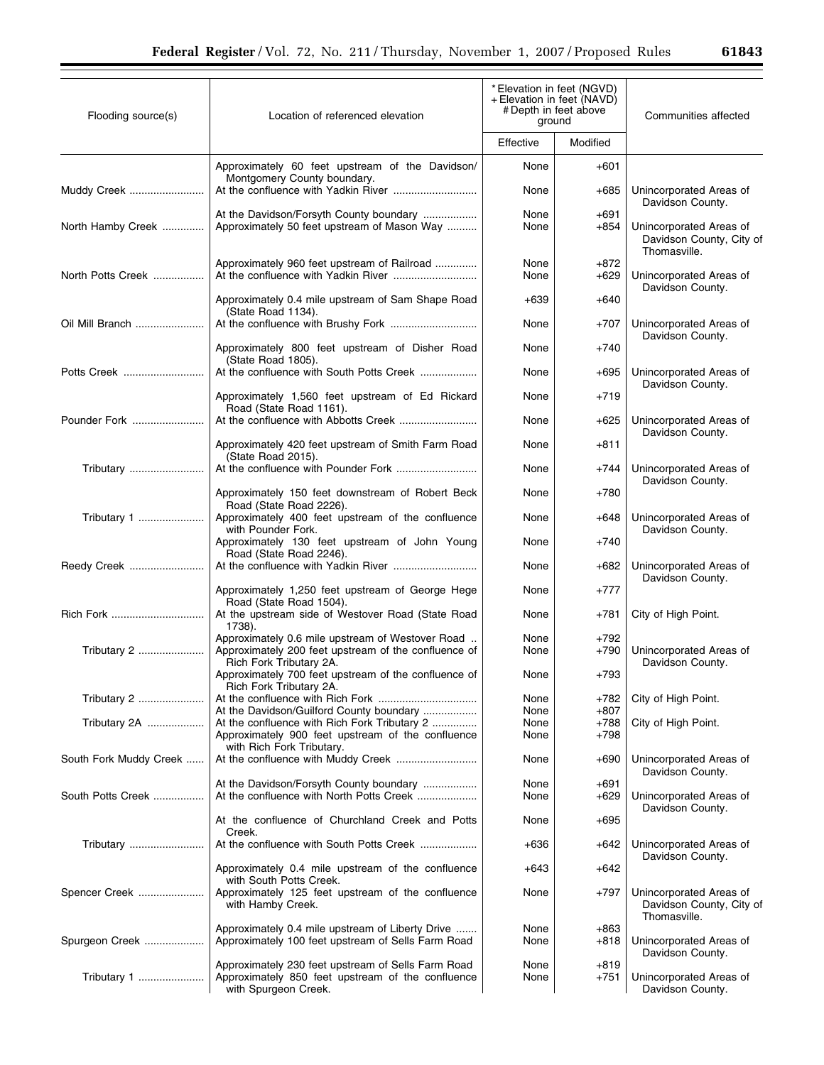| Flooding source(s) | Location of referenced elevation | * Elevation in feet (NGVD) + Elevation in feet (NAVD) # Depth in feet above ground | | Communities affected |
|---|---|---|---|---|
| | | Effective | Modified | |
| | Approximately 60 feet upstream of the Davidson/Montgomery County boundary. | None | +601 | |
| Muddy Creek | At the confluence with Yadkin River | None | +685 | Unincorporated Areas of Davidson County. |
| | At the Davidson/Forsyth County boundary | None | +691 | |
| North Hamby Creek | Approximately 50 feet upstream of Mason Way | None | +854 | Unincorporated Areas of Davidson County, City of Thomasville. |
| | Approximately 960 feet upstream of Railroad | None | +872 | |
| North Potts Creek | At the confluence with Yadkin River | None | +629 | Unincorporated Areas of Davidson County. |
| | Approximately 0.4 mile upstream of Sam Shape Road (State Road 1134). | +639 | +640 | |
| Oil Mill Branch | At the confluence with Brushy Fork | None | +707 | Unincorporated Areas of Davidson County. |
| | Approximately 800 feet upstream of Disher Road (State Road 1805). | None | +740 | |
| Potts Creek | At the confluence with South Potts Creek | None | +695 | Unincorporated Areas of Davidson County. |
| | Approximately 1,560 feet upstream of Ed Rickard Road (State Road 1161). | None | +719 | |
| Pounder Fork | At the confluence with Abbotts Creek | None | +625 | Unincorporated Areas of Davidson County. |
| | Approximately 420 feet upstream of Smith Farm Road (State Road 2015). | None | +811 | |
| Tributary | At the confluence with Pounder Fork | None | +744 | Unincorporated Areas of Davidson County. |
| | Approximately 150 feet downstream of Robert Beck Road (State Road 2226). | None | +780 | |
| Tributary 1 | Approximately 400 feet upstream of the confluence with Pounder Fork. | None | +648 | Unincorporated Areas of Davidson County. |
| | Approximately 130 feet upstream of John Young Road (State Road 2246). | None | +740 | |
| Reedy Creek | At the confluence with Yadkin River | None | +682 | Unincorporated Areas of Davidson County. |
| | Approximately 1,250 feet upstream of George Hege Road (State Road 1504). | None | +777 | |
| Rich Fork | At the upstream side of Westover Road (State Road 1738). | None | +781 | City of High Point. |
| | Approximately 0.6 mile upstream of Westover Road .. | None | +792 | |
| Tributary 2 | Approximately 200 feet upstream of the confluence of Rich Fork Tributary 2A. | None | +790 | Unincorporated Areas of Davidson County. |
| | Approximately 700 feet upstream of the confluence of Rich Fork Tributary 2A. | None | +793 | |
| Tributary 2 | At the confluence with Rich Fork | None | +782 | City of High Point. |
| | At the Davidson/Guilford County boundary | None | +807 | |
| Tributary 2A | At the confluence with Rich Fork Tributary 2 | None | +788 | City of High Point. |
| | Approximately 900 feet upstream of the confluence with Rich Fork Tributary. | None | +798 | |
| South Fork Muddy Creek | At the confluence with Muddy Creek | None | +690 | Unincorporated Areas of Davidson County. |
| | At the Davidson/Forsyth County boundary | None | +691 | |
| South Potts Creek | At the confluence with North Potts Creek | None | +629 | Unincorporated Areas of Davidson County. |
| | At the confluence of Churchland Creek and Potts Creek. | None | +695 | |
| Tributary | At the confluence with South Potts Creek | +636 | +642 | Unincorporated Areas of Davidson County. |
| | Approximately 0.4 mile upstream of the confluence with South Potts Creek. | +643 | +642 | |
| Spencer Creek | Approximately 125 feet upstream of the confluence with Hamby Creek. | None | +797 | Unincorporated Areas of Davidson County, City of Thomasville. |
| | Approximately 0.4 mile upstream of Liberty Drive | None | +863 | |
| Spurgeon Creek | Approximately 100 feet upstream of Sells Farm Road | None | +818 | Unincorporated Areas of Davidson County. |
| | Approximately 230 feet upstream of Sells Farm Road | None | +819 | |
| Tributary 1 | Approximately 850 feet upstream of the confluence with Spurgeon Creek. | None | +751 | Unincorporated Areas of Davidson County. |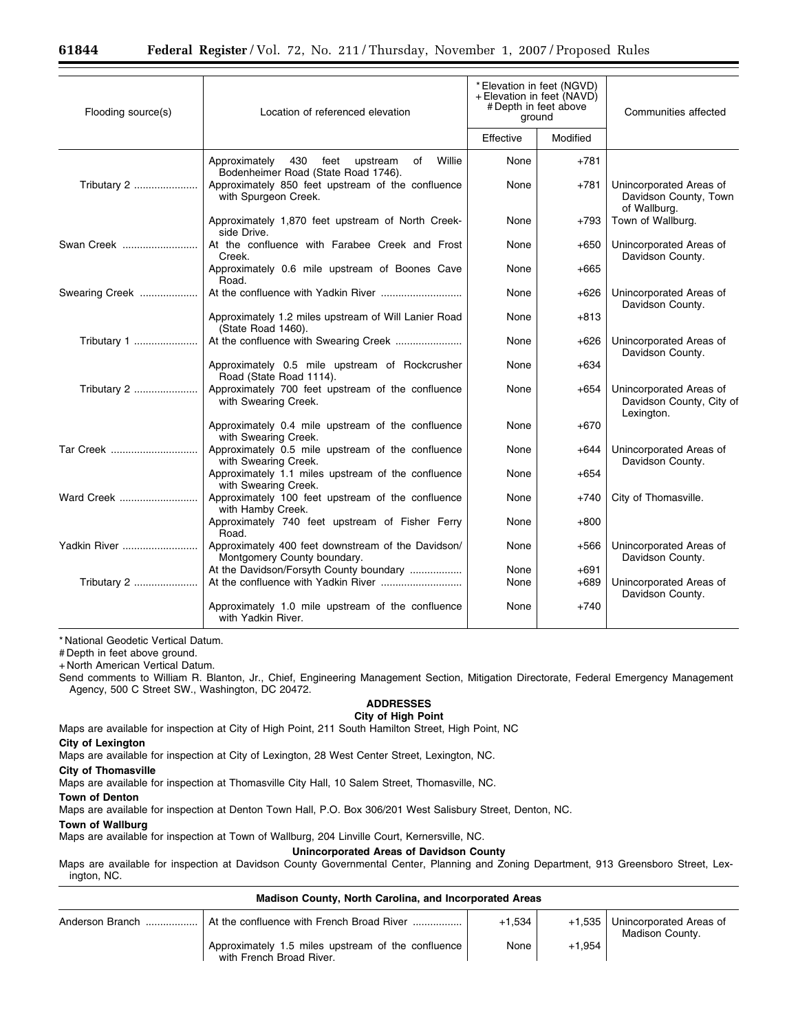| Flooding source(s) | Location of referenced elevation | *Elevation in feet (NGVD) +Elevation in feet (NAVD) #Depth in feet above ground | | Communities affected |
|---|---|---|---|---|
| | | Effective | Modified | |
| | Approximately 430 feet upstream of Willie Bodenheimer Road (State Road 1746). | None | +781 | |
| Tributary 2 | Approximately 850 feet upstream of the confluence with Spurgeon Creek. | None | +781 | Unincorporated Areas of Davidson County, Town of Wallburg. |
| | Approximately 1,870 feet upstream of North Creekside Drive. | None | +793 | Town of Wallburg. |
| Swan Creek | At the confluence with Farabee Creek and Frost Creek. | None | +650 | Unincorporated Areas of Davidson County. |
| | Approximately 0.6 mile upstream of Boones Cave Road. | None | +665 | |
| Swearing Creek | At the confluence with Yadkin River | None | +626 | Unincorporated Areas of Davidson County. |
| | Approximately 1.2 miles upstream of Will Lanier Road (State Road 1460). | None | +813 | |
| Tributary 1 | At the confluence with Swearing Creek | None | +626 | Unincorporated Areas of Davidson County. |
| | Approximately 0.5 mile upstream of Rockcrusher Road (State Road 1114). | None | +634 | |
| Tributary 2 | Approximately 700 feet upstream of the confluence with Swearing Creek. | None | +654 | Unincorporated Areas of Davidson County, City of Lexington. |
| | Approximately 0.4 mile upstream of the confluence with Swearing Creek. | None | +670 | |
| Tar Creek | Approximately 0.5 mile upstream of the confluence with Swearing Creek. | None | +644 | Unincorporated Areas of Davidson County. |
| | Approximately 1.1 miles upstream of the confluence with Swearing Creek. | None | +654 | |
| Ward Creek | Approximately 100 feet upstream of the confluence with Hamby Creek. | None | +740 | City of Thomasville. |
| | Approximately 740 feet upstream of Fisher Ferry Road. | None | +800 | |
| Yadkin River | Approximately 400 feet downstream of the Davidson/Montgomery County boundary. | None | +566 | Unincorporated Areas of Davidson County. |
| | At the Davidson/Forsyth County boundary | None | +691 | |
| Tributary 2 | At the confluence with Yadkin River | None | +689 | Unincorporated Areas of Davidson County. |
| | Approximately 1.0 mile upstream of the confluence with Yadkin River. | None | +740 | |

\* National Geodetic Vertical Datum.

\# Depth in feet above ground.

\+ North American Vertical Datum.

Send comments to William R. Blanton, Jr., Chief, Engineering Management Section, Mitigation Directorate, Federal Emergency Management Agency, 500 C Street SW., Washington, DC 20472.

**ADDRESSES**

**City of High Point**

Maps are available for inspection at City of High Point, 211 South Hamilton Street, High Point, NC

**City of Lexington**

Maps are available for inspection at City of Lexington, 28 West Center Street, Lexington, NC.

**City of Thomasville**

Maps are available for inspection at Thomasville City Hall, 10 Salem Street, Thomasville, NC.

**Town of Denton**

Maps are available for inspection at Denton Town Hall, P.O. Box 306/201 West Salisbury Street, Denton, NC.

**Town of Wallburg**

Maps are available for inspection at Town of Wallburg, 204 Linville Court, Kernersville, NC.

**Unincorporated Areas of Davidson County**

Maps are available for inspection at Davidson County Governmental Center, Planning and Zoning Department, 913 Greensboro Street, Lexington, NC.

**Madison County, North Carolina, and Incorporated Areas**

| Flooding source(s) | Location of referenced elevation | Effective | Modified | Communities affected |
|---|---|---|---|---|
| Anderson Branch | At the confluence with French Broad River | +1,534 | +1,535 | Unincorporated Areas of Madison County. |
| | Approximately 1.5 miles upstream of the confluence with French Broad River. | None | +1,954 | |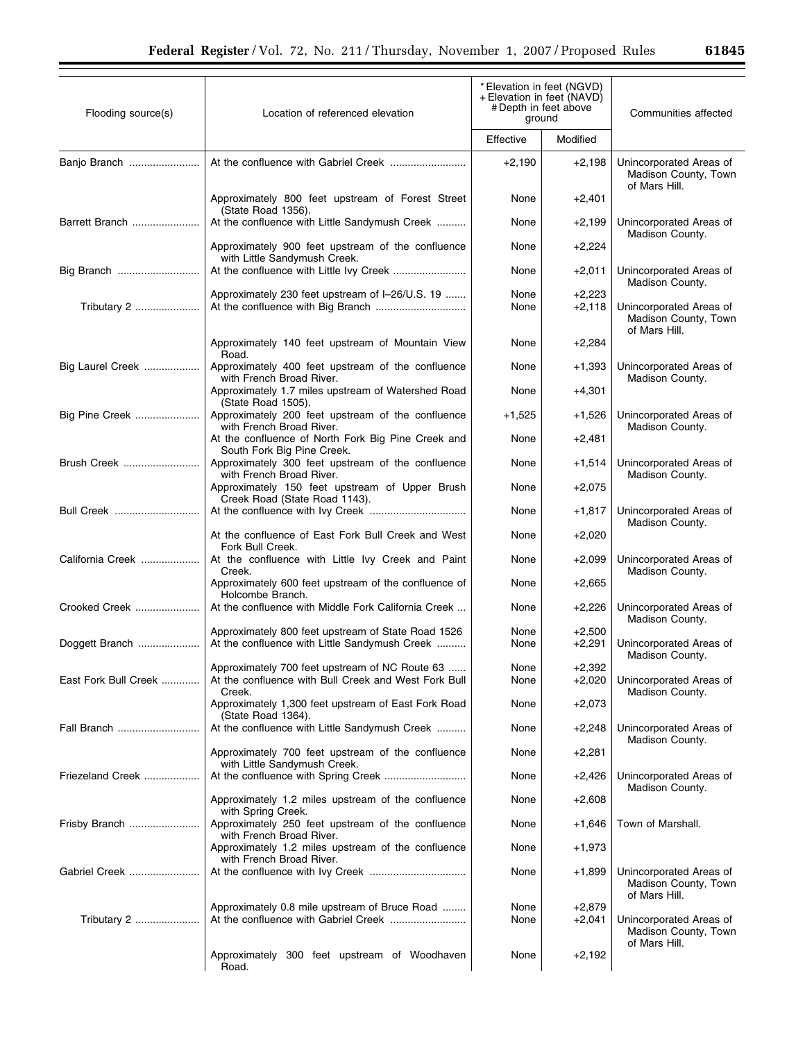| Flooding source(s) | Location of referenced elevation | *Elevation in feet (NGVD) +Elevation in feet (NAVD) #Depth in feet above ground | | Communities affected |
|---|---|---|---|---|
| | | Effective | Modified | |
| Banjo Branch | At the confluence with Gabriel Creek | +2,190 | +2,198 | Unincorporated Areas of Madison County, Town of Mars Hill. |
| | Approximately 800 feet upstream of Forest Street (State Road 1356). | None | +2,401 | |
| Barrett Branch | At the confluence with Little Sandymush Creek | None | +2,199 | Unincorporated Areas of Madison County. |
| | Approximately 900 feet upstream of the confluence with Little Sandymush Creek. | None | +2,224 | |
| Big Branch | At the confluence with Little Ivy Creek | None | +2,011 | Unincorporated Areas of Madison County. |
| | Approximately 230 feet upstream of I–26/U.S. 19 | None | +2,223 | |
| Tributary 2 | At the confluence with Big Branch | None | +2,118 | Unincorporated Areas of Madison County, Town of Mars Hill. |
| | Approximately 140 feet upstream of Mountain View Road. | None | +2,284 | |
| Big Laurel Creek | Approximately 400 feet upstream of the confluence with French Broad River. | None | +1,393 | Unincorporated Areas of Madison County. |
| | Approximately 1.7 miles upstream of Watershed Road (State Road 1505). | None | +4,301 | |
| Big Pine Creek | Approximately 200 feet upstream of the confluence with French Broad River. | +1,525 | +1,526 | Unincorporated Areas of Madison County. |
| | At the confluence of North Fork Big Pine Creek and South Fork Big Pine Creek. | None | +2,481 | |
| Brush Creek | Approximately 300 feet upstream of the confluence with French Broad River. | None | +1,514 | Unincorporated Areas of Madison County. |
| | Approximately 150 feet upstream of Upper Brush Creek Road (State Road 1143). | None | +2,075 | |
| Bull Creek | At the confluence with Ivy Creek | None | +1,817 | Unincorporated Areas of Madison County. |
| | At the confluence of East Fork Bull Creek and West Fork Bull Creek. | None | +2,020 | |
| California Creek | At the confluence with Little Ivy Creek and Paint Creek. | None | +2,099 | Unincorporated Areas of Madison County. |
| | Approximately 600 feet upstream of the confluence of Holcombe Branch. | None | +2,665 | |
| Crooked Creek | At the confluence with Middle Fork California Creek | None | +2,226 | Unincorporated Areas of Madison County. |
| | Approximately 800 feet upstream of State Road 1526 | None | +2,500 | |
| Doggett Branch | At the confluence with Little Sandymush Creek | None | +2,291 | Unincorporated Areas of Madison County. |
| | Approximately 700 feet upstream of NC Route 63 | None | +2,392 | |
| East Fork Bull Creek | At the confluence with Bull Creek and West Fork Bull Creek. | None | +2,020 | Unincorporated Areas of Madison County. |
| | Approximately 1,300 feet upstream of East Fork Road (State Road 1364). | None | +2,073 | |
| Fall Branch | At the confluence with Little Sandymush Creek | None | +2,248 | Unincorporated Areas of Madison County. |
| | Approximately 700 feet upstream of the confluence with Little Sandymush Creek. | None | +2,281 | |
| Friezeland Creek | At the confluence with Spring Creek | None | +2,426 | Unincorporated Areas of Madison County. |
| | Approximately 1.2 miles upstream of the confluence with Spring Creek. | None | +2,608 | |
| Frisby Branch | Approximately 250 feet upstream of the confluence with French Broad River. | None | +1,646 | Town of Marshall. |
| | Approximately 1.2 miles upstream of the confluence with French Broad River. | None | +1,973 | |
| Gabriel Creek | At the confluence with Ivy Creek | None | +1,899 | Unincorporated Areas of Madison County, Town of Mars Hill. |
| | Approximately 0.8 mile upstream of Bruce Road | None | +2,879 | |
| Tributary 2 | At the confluence with Gabriel Creek | None | +2,041 | Unincorporated Areas of Madison County, Town of Mars Hill. |
| | Approximately 300 feet upstream of Woodhaven Road. | None | +2,192 | |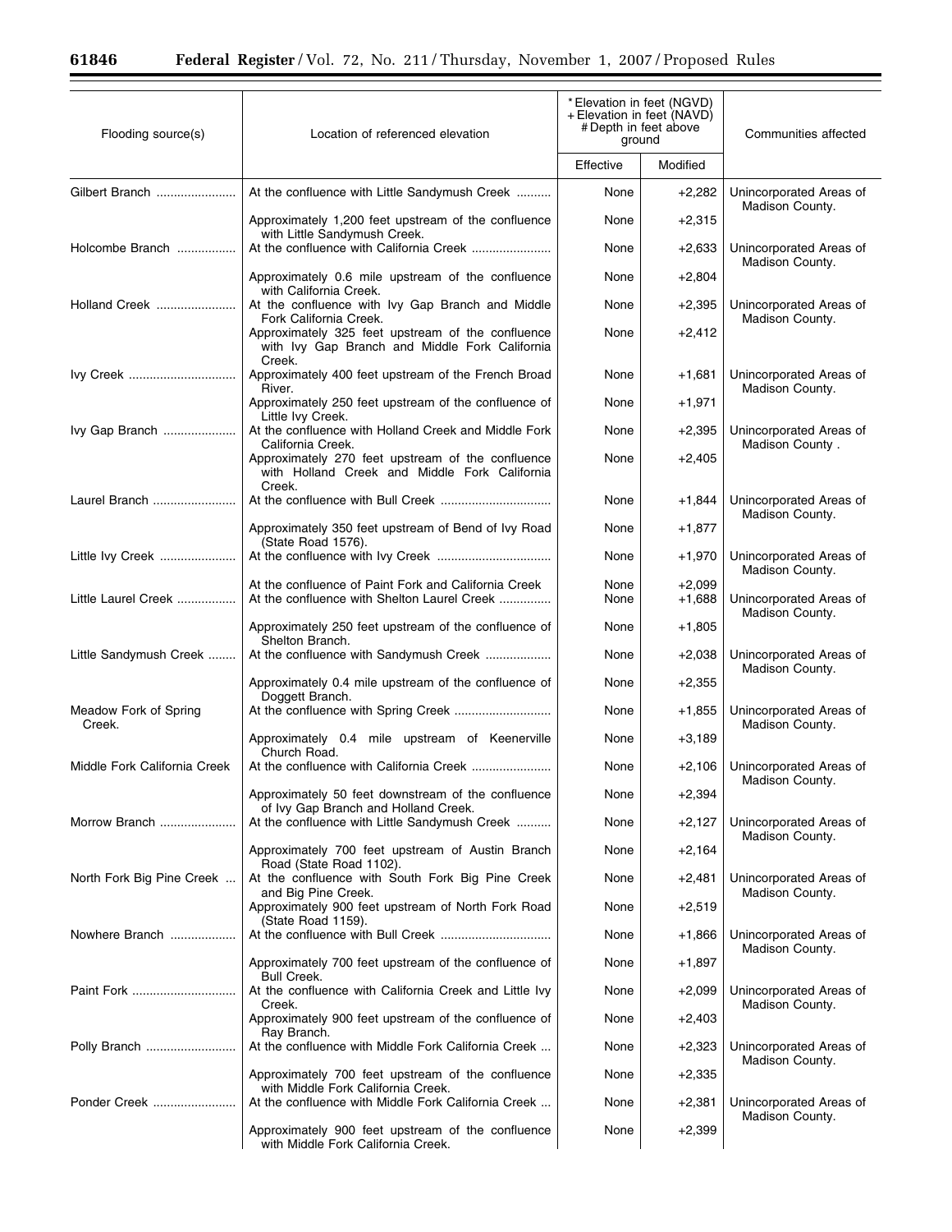| Flooding source(s) | Location of referenced elevation | * Elevation in feet (NGVD) + Elevation in feet (NAVD) # Depth in feet above ground | | Communities affected |
|---|---|---|---|---|
| | | Effective | Modified | |
| Gilbert Branch | At the confluence with Little Sandymush Creek | None | +2,282 | Unincorporated Areas of Madison County. |
| | Approximately 1,200 feet upstream of the confluence with Little Sandymush Creek. | None | +2,315 | |
| Holcombe Branch | At the confluence with California Creek | None | +2,633 | Unincorporated Areas of Madison County. |
| | Approximately 0.6 mile upstream of the confluence with California Creek. | None | +2,804 | |
| Holland Creek | At the confluence with Ivy Gap Branch and Middle Fork California Creek. | None | +2,395 | Unincorporated Areas of Madison County. |
| | Approximately 325 feet upstream of the confluence with Ivy Gap Branch and Middle Fork California Creek. | None | +2,412 | |
| Ivy Creek | Approximately 400 feet upstream of the French Broad River. | None | +1,681 | Unincorporated Areas of Madison County. |
| | Approximately 250 feet upstream of the confluence of Little Ivy Creek. | None | +1,971 | |
| Ivy Gap Branch | At the confluence with Holland Creek and Middle Fork California Creek. | None | +2,395 | Unincorporated Areas of Madison County . |
| | Approximately 270 feet upstream of the confluence with Holland Creek and Middle Fork California Creek. | None | +2,405 | |
| Laurel Branch | At the confluence with Bull Creek | None | +1,844 | Unincorporated Areas of Madison County. |
| | Approximately 350 feet upstream of Bend of Ivy Road (State Road 1576). | None | +1,877 | |
| Little Ivy Creek | At the confluence with Ivy Creek | None | +1,970 | Unincorporated Areas of Madison County. |
| | At the confluence of Paint Fork and California Creek | None | +2,099 | |
| Little Laurel Creek | At the confluence with Shelton Laurel Creek | None | +1,688 | Unincorporated Areas of Madison County. |
| | Approximately 250 feet upstream of the confluence of Shelton Branch. | None | +1,805 | |
| Little Sandymush Creek | At the confluence with Sandymush Creek | None | +2,038 | Unincorporated Areas of Madison County. |
| | Approximately 0.4 mile upstream of the confluence of Doggett Branch. | None | +2,355 | |
| Meadow Fork of Spring Creek. | At the confluence with Spring Creek | None | +1,855 | Unincorporated Areas of Madison County. |
| | Approximately 0.4 mile upstream of Keenerville Church Road. | None | +3,189 | |
| Middle Fork California Creek | At the confluence with California Creek | None | +2,106 | Unincorporated Areas of Madison County. |
| | Approximately 50 feet downstream of the confluence of Ivy Gap Branch and Holland Creek. | None | +2,394 | |
| Morrow Branch | At the confluence with Little Sandymush Creek | None | +2,127 | Unincorporated Areas of Madison County. |
| | Approximately 700 feet upstream of Austin Branch Road (State Road 1102). | None | +2,164 | |
| North Fork Big Pine Creek | At the confluence with South Fork Big Pine Creek and Big Pine Creek. | None | +2,481 | Unincorporated Areas of Madison County. |
| | Approximately 900 feet upstream of North Fork Road (State Road 1159). | None | +2,519 | |
| Nowhere Branch | At the confluence with Bull Creek | None | +1,866 | Unincorporated Areas of Madison County. |
| | Approximately 700 feet upstream of the confluence of Bull Creek. | None | +1,897 | |
| Paint Fork | At the confluence with California Creek and Little Ivy Creek. | None | +2,099 | Unincorporated Areas of Madison County. |
| | Approximately 900 feet upstream of the confluence of Ray Branch. | None | +2,403 | |
| Polly Branch | At the confluence with Middle Fork California Creek | None | +2,323 | Unincorporated Areas of Madison County. |
| | Approximately 700 feet upstream of the confluence with Middle Fork California Creek. | None | +2,335 | |
| Ponder Creek | At the confluence with Middle Fork California Creek | None | +2,381 | Unincorporated Areas of Madison County. |
| | Approximately 900 feet upstream of the confluence with Middle Fork California Creek. | None | +2,399 | |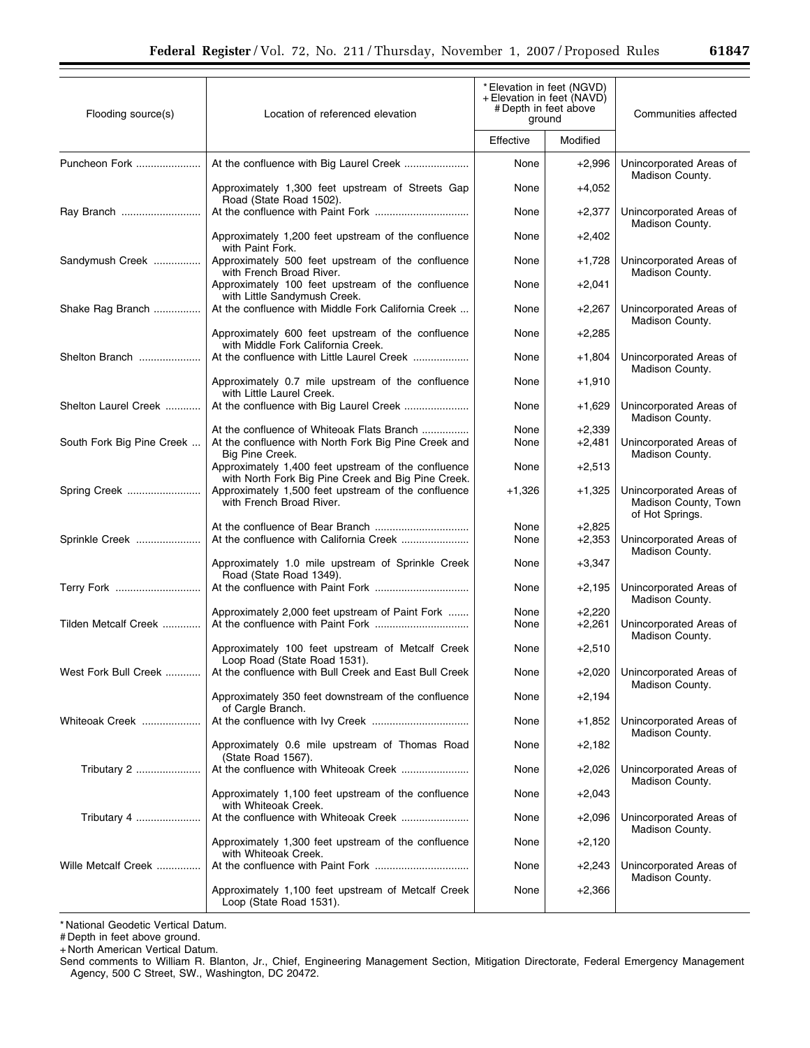| Flooding source(s) | Location of referenced elevation | \*Elevation in feet (NGVD) +Elevation in feet (NAVD) #Depth in feet above ground | | Communities affected |
|---|---|---|---|---|
| | | Effective | Modified | |
| Puncheon Fork | At the confluence with Big Laurel Creek | None | +2,996 | Unincorporated Areas of Madison County. |
| | Approximately 1,300 feet upstream of Streets Gap Road (State Road 1502). | None | +4,052 | |
| Ray Branch | At the confluence with Paint Fork | None | +2,377 | Unincorporated Areas of Madison County. |
| | Approximately 1,200 feet upstream of the confluence with Paint Fork. | None | +2,402 | |
| Sandymush Creek | Approximately 500 feet upstream of the confluence with French Broad River. | None | +1,728 | Unincorporated Areas of Madison County. |
| | Approximately 100 feet upstream of the confluence with Little Sandymush Creek. | None | +2,041 | |
| Shake Rag Branch | At the confluence with Middle Fork California Creek | None | +2,267 | Unincorporated Areas of Madison County. |
| | Approximately 600 feet upstream of the confluence with Middle Fork California Creek. | None | +2,285 | |
| Shelton Branch | At the confluence with Little Laurel Creek | None | +1,804 | Unincorporated Areas of Madison County. |
| | Approximately 0.7 mile upstream of the confluence with Little Laurel Creek. | None | +1,910 | |
| Shelton Laurel Creek | At the confluence with Big Laurel Creek | None | +1,629 | Unincorporated Areas of Madison County. |
| | At the confluence of Whiteoak Flats Branch | None | +2,339 | |
| South Fork Big Pine Creek | At the confluence with North Fork Big Pine Creek and Big Pine Creek. | None | +2,481 | Unincorporated Areas of Madison County. |
| | Approximately 1,400 feet upstream of the confluence with North Fork Big Pine Creek and Big Pine Creek. | None | +2,513 | |
| Spring Creek | Approximately 1,500 feet upstream of the confluence with French Broad River. | +1,326 | +1,325 | Unincorporated Areas of Madison County, Town of Hot Springs. |
| | At the confluence of Bear Branch | None | +2,825 | |
| Sprinkle Creek | At the confluence with California Creek | None | +2,353 | Unincorporated Areas of Madison County. |
| | Approximately 1.0 mile upstream of Sprinkle Creek Road (State Road 1349). | None | +3,347 | |
| Terry Fork | At the confluence with Paint Fork | None | +2,195 | Unincorporated Areas of Madison County. |
| | Approximately 2,000 feet upstream of Paint Fork | None | +2,220 | |
| Tilden Metcalf Creek | At the confluence with Paint Fork | None | +2,261 | Unincorporated Areas of Madison County. |
| | Approximately 100 feet upstream of Metcalf Creek Loop Road (State Road 1531). | None | +2,510 | |
| West Fork Bull Creek | At the confluence with Bull Creek and East Bull Creek | None | +2,020 | Unincorporated Areas of Madison County. |
| | Approximately 350 feet downstream of the confluence of Cargle Branch. | None | +2,194 | |
| Whiteoak Creek | At the confluence with Ivy Creek | None | +1,852 | Unincorporated Areas of Madison County. |
| | Approximately 0.6 mile upstream of Thomas Road (State Road 1567). | None | +2,182 | |
| Tributary 2 | At the confluence with Whiteoak Creek | None | +2,026 | Unincorporated Areas of Madison County. |
| | Approximately 1,100 feet upstream of the confluence with Whiteoak Creek. | None | +2,043 | |
| Tributary 4 | At the confluence with Whiteoak Creek | None | +2,096 | Unincorporated Areas of Madison County. |
| | Approximately 1,300 feet upstream of the confluence with Whiteoak Creek. | None | +2,120 | |
| Wille Metcalf Creek | At the confluence with Paint Fork | None | +2,243 | Unincorporated Areas of Madison County. |
| | Approximately 1,100 feet upstream of Metcalf Creek Loop (State Road 1531). | None | +2,366 | |

\* National Geodetic Vertical Datum.

# Depth in feet above ground.

+ North American Vertical Datum.

Send comments to William R. Blanton, Jr., Chief, Engineering Management Section, Mitigation Directorate, Federal Emergency Management Agency, 500 C Street, SW., Washington, DC 20472.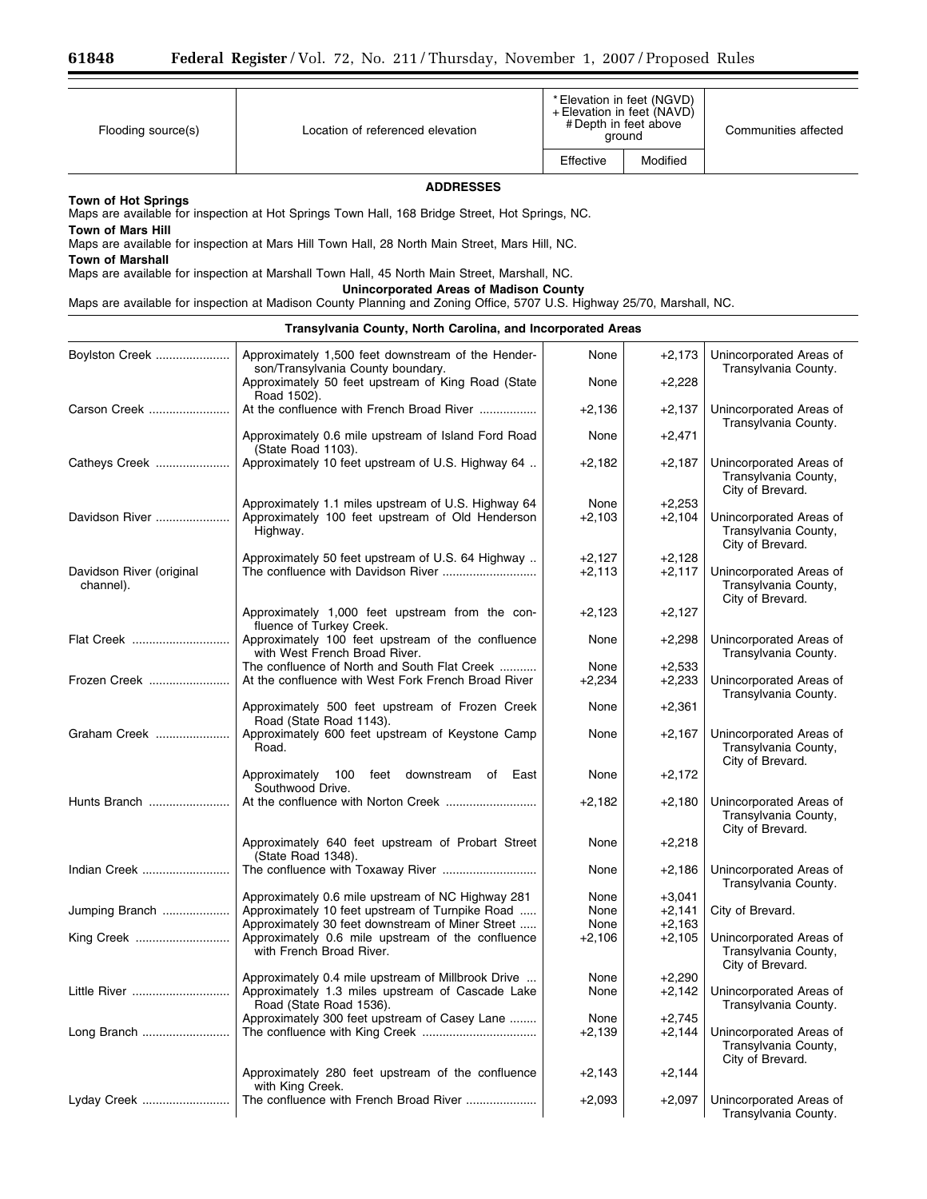| Flooding source(s) | Location of referenced elevation | * Elevation in feet (NGVD) + Elevation in feet (NAVD) # Depth in feet above ground | | Communities affected |
|---|---|---|---|---|
| | | Effective | Modified | |

**ADDRESSES**

**Town of Hot Springs**

Maps are available for inspection at Hot Springs Town Hall, 168 Bridge Street, Hot Springs, NC.

**Town of Mars Hill**

Maps are available for inspection at Mars Hill Town Hall, 28 North Main Street, Mars Hill, NC.

**Town of Marshall**

Maps are available for inspection at Marshall Town Hall, 45 North Main Street, Marshall, NC.

**Unincorporated Areas of Madison County**

Maps are available for inspection at Madison County Planning and Zoning Office, 5707 U.S. Highway 25/70, Marshall, NC.

**Transylvania County, North Carolina, and Incorporated Areas**

| Flooding source(s) | Location of referenced elevation | Effective | Modified | Communities affected |
|---|---|---|---|---|
| Boylston Creek | Approximately 1,500 feet downstream of the Henderson/Transylvania County boundary. | None | +2,173 | Unincorporated Areas of Transylvania County. |
| | Approximately 50 feet upstream of King Road (State Road 1502). | None | +2,228 | |
| Carson Creek | At the confluence with French Broad River | +2,136 | +2,137 | Unincorporated Areas of Transylvania County. |
| | Approximately 0.6 mile upstream of Island Ford Road (State Road 1103). | None | +2,471 | |
| Catheys Creek | Approximately 10 feet upstream of U.S. Highway 64 | +2,182 | +2,187 | Unincorporated Areas of Transylvania County, City of Brevard. |
| | Approximately 1.1 miles upstream of U.S. Highway 64 | None | +2,253 | |
| Davidson River | Approximately 100 feet upstream of Old Henderson Highway. | +2,103 | +2,104 | Unincorporated Areas of Transylvania County, City of Brevard. |
| | Approximately 50 feet upstream of U.S. 64 Highway | +2,127 | +2,128 | |
| Davidson River (original channel). | The confluence with Davidson River | +2,113 | +2,117 | Unincorporated Areas of Transylvania County, City of Brevard. |
| | Approximately 1,000 feet upstream from the confluence of Turkey Creek. | +2,123 | +2,127 | |
| Flat Creek | Approximately 100 feet upstream of the confluence with West French Broad River. | None | +2,298 | Unincorporated Areas of Transylvania County. |
| | The confluence of North and South Flat Creek | None | +2,533 | |
| Frozen Creek | At the confluence with West Fork French Broad River | +2,234 | +2,233 | Unincorporated Areas of Transylvania County. |
| | Approximately 500 feet upstream of Frozen Creek Road (State Road 1143). | None | +2,361 | |
| Graham Creek | Approximately 600 feet upstream of Keystone Camp Road. | None | +2,167 | Unincorporated Areas of Transylvania County, City of Brevard. |
| | Approximately 100 feet downstream of East Southwood Drive. | None | +2,172 | |
| Hunts Branch | At the confluence with Norton Creek | +2,182 | +2,180 | Unincorporated Areas of Transylvania County, City of Brevard. |
| | Approximately 640 feet upstream of Probart Street (State Road 1348). | None | +2,218 | |
| Indian Creek | The confluence with Toxaway River | None | +2,186 | Unincorporated Areas of Transylvania County. |
| | Approximately 0.6 mile upstream of NC Highway 281 | None | +3,041 | |
| Jumping Branch | Approximately 10 feet upstream of Turnpike Road | None | +2,141 | City of Brevard. |
| | Approximately 30 feet downstream of Miner Street | None | +2,163 | |
| King Creek | Approximately 0.6 mile upstream of the confluence with French Broad River. | +2,106 | +2,105 | Unincorporated Areas of Transylvania County, City of Brevard. |
| | Approximately 0.4 mile upstream of Millbrook Drive | None | +2,290 | |
| Little River | Approximately 1.3 miles upstream of Cascade Lake Road (State Road 1536). | None | +2,142 | Unincorporated Areas of Transylvania County. |
| | Approximately 300 feet upstream of Casey Lane | None | +2,745 | |
| Long Branch | The confluence with King Creek | +2,139 | +2,144 | Unincorporated Areas of Transylvania County, City of Brevard. |
| | Approximately 280 feet upstream of the confluence with King Creek. | +2,143 | +2,144 | |
| Lyday Creek | The confluence with French Broad River | +2,093 | +2,097 | Unincorporated Areas of Transylvania County. |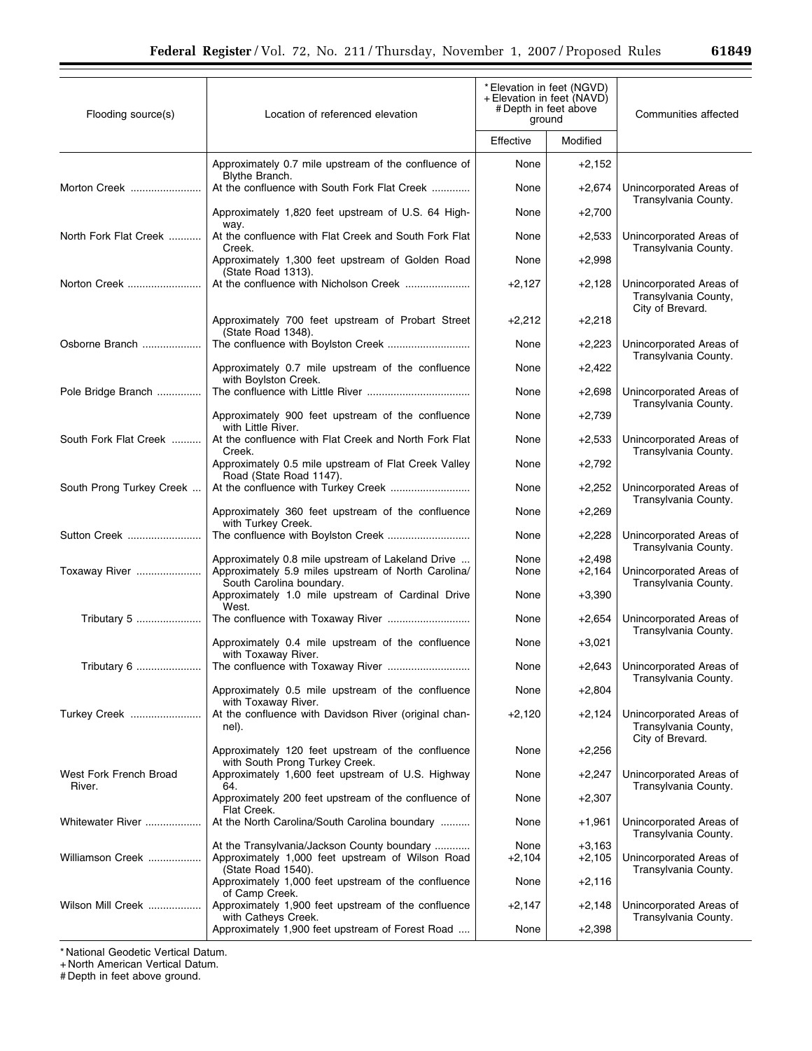| Flooding source(s) | Location of referenced elevation | * Elevation in feet (NGVD) + Elevation in feet (NAVD) # Depth in feet above ground | | Communities affected |
|---|---|---|---|---|
| | | Effective | Modified | |
| | Approximately 0.7 mile upstream of the confluence of Blythe Branch. | None | +2,152 | |
| Morton Creek | At the confluence South Fork Flat Creek | None | +2,674 | Unincorporated Areas of Transylvania County. |
| | Approximately 1,820 feet upstream of U.S. 64 Highway. | None | +2,700 | |
| North Fork Flat Creek | At the confluence with Flat Creek and South Fork Flat Creek. | None | +2,533 | Unincorporated Areas of Transylvania County. |
| | Approximately 1,300 feet upstream of Golden Road (State Road 1313). | None | +2,998 | |
| Norton Creek | At the confluence with Nicholson Creek | +2,127 | +2,128 | Unincorporated Areas of Transylvania County, City of Brevard. |
| | Approximately 700 feet upstream of Probart Street (State Road 1348). | +2,212 | +2,218 | |
| Osborne Branch | The confluence with Boylston Creek | None | +2,223 | Unincorporated Areas of Transylvania County. |
| | Approximately 0.7 mile upstream of the confluence with Boylston Creek. | None | +2,422 | |
| Pole Bridge Branch | The confluence with Little River | None | +2,698 | Unincorporated Areas of Transylvania County. |
| | Approximately 900 feet upstream of the confluence with Little River. | None | +2,739 | |
| South Fork Flat Creek | At the confluence with Flat Creek and North Fork Flat Creek. | None | +2,533 | Unincorporated Areas of Transylvania County. |
| | Approximately 0.5 mile upstream of Flat Creek Valley Road (State Road 1147). | None | +2,792 | |
| South Prong Turkey Creek | At the confluence with Turkey Creek | None | +2,252 | Unincorporated Areas of Transylvania County. |
| | Approximately 360 feet upstream of the confluence with Turkey Creek. | None | +2,269 | |
| Sutton Creek | The confluence with Boylston Creek | None | +2,228 | Unincorporated Areas of Transylvania County. |
| | Approximately 0.8 mile upstream of Lakeland Drive | None | +2,498 | |
| Toxaway River | Approximately 5.9 miles upstream of North Carolina/ South Carolina boundary. | None | +2,164 | Unincorporated Areas of Transylvania County. |
| | Approximately 1.0 mile upstream of Cardinal Drive West. | None | +3,390 | |
| Tributary 5 | The confluence with Toxaway River | None | +2,654 | Unincorporated Areas of Transylvania County. |
| | Approximately 0.4 mile upstream of the confluence with Toxaway River. | None | +3,021 | |
| Tributary 6 | The confluence with Toxaway River | None | +2,643 | Unincorporated Areas of Transylvania County. |
| | Approximately 0.5 mile upstream of the confluence with Toxaway River. | None | +2,804 | |
| Turkey Creek | At the confluence with Davidson River (original channel). | +2,120 | +2,124 | Unincorporated Areas of Transylvania County, City of Brevard. |
| | Approximately 120 feet upstream of the confluence with South Prong Turkey Creek. | None | +2,256 | |
| West Fork French Broad River. | Approximately 1,600 feet upstream of U.S. Highway 64. | None | +2,247 | Unincorporated Areas of Transylvania County. |
| | Approximately 200 feet upstream of the confluence of Flat Creek. | None | +2,307 | |
| Whitewater River | At the North Carolina/South Carolina boundary | None | +1,961 | Unincorporated Areas of Transylvania County. |
| | At the Transylvania/Jackson County boundary | None | +3,163 | |
| Williamson Creek | Approximately 1,000 feet upstream of Wilson Road (State Road 1540). | +2,104 | +2,105 | Unincorporated Areas of Transylvania County. |
| | Approximately 1,000 feet upstream of the confluence of Camp Creek. | None | +2,116 | |
| Wilson Mill Creek | Approximately 1,900 feet upstream of the confluence with Catheys Creek. | +2,147 | +2,148 | Unincorporated Areas of Transylvania County. |
| | Approximately 1,900 feet upstream of Forest Road | None | +2,398 | |

* National Geodetic Vertical Datum.
+ North American Vertical Datum.
# Depth in feet above ground.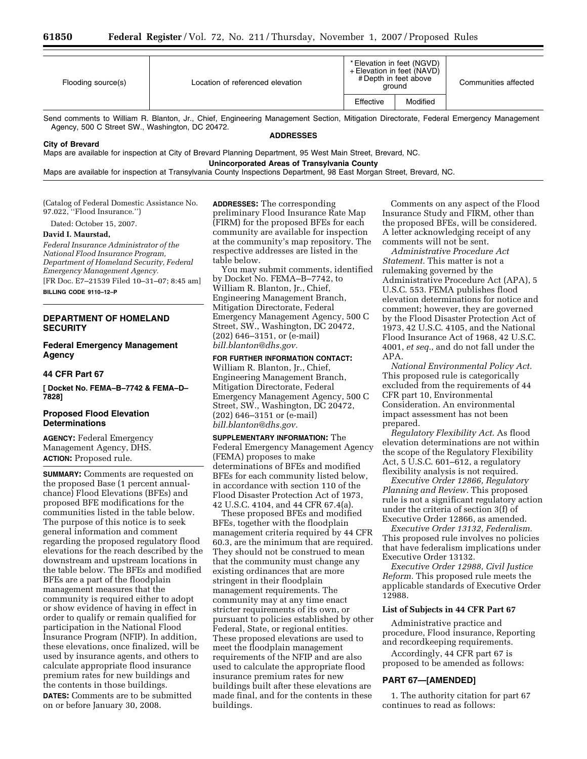| Flooding source(s) | Location of referenced elevation | * Elevation in feet (NGVD) + Elevation in feet (NAVD) # Depth in feet above ground | | Communities affected |
|---|---|---|---|---|
| | | Effective | Modified | |

Send comments to William R. Blanton, Jr., Chief, Engineering Management Section, Mitigation Directorate, Federal Emergency Management Agency, 500 C Street SW., Washington, DC 20472.

**ADDRESSES**

**City of Brevard**

Maps are available for inspection at City of Brevard Planning Department, 95 West Main Street, Brevard, NC.

**Unincorporated Areas of Transylvania County**

Maps are available for inspection at Transylvania County Inspections Department, 98 East Morgan Street, Brevard, NC.

(Catalog of Federal Domestic Assistance No. 97.022, ''Flood Insurance.'')

Dated: October 15, 2007.

**David I. Maurstad,**

*Federal Insurance Administrator of the National Flood Insurance Program, Department of Homeland Security, Federal Emergency Management Agency.*

[FR Doc. E7–21539 Filed 10–31–07; 8:45 am]

**BILLING CODE 9110–12–P**

## DEPARTMENT OF HOMELAND SECURITY

### Federal Emergency Management Agency

### 44 CFR Part 67

**[ Docket No. FEMA–B–7742 & FEMA–D–7828]**

### Proposed Flood Elevation Determinations

**AGENCY:** Federal Emergency Management Agency, DHS.

**ACTION:** Proposed rule.

**SUMMARY:** Comments are requested on the proposed Base (1 percent annual-chance) Flood Elevations (BFEs) and proposed BFE modifications for the communities listed in the table below. The purpose of this notice is to seek general information and comment regarding the proposed regulatory flood elevations for the reach described by the downstream and upstream locations in the table below. The BFEs and modified BFEs are a part of the floodplain management measures that the community is required either to adopt or show evidence of having in effect in order to qualify or remain qualified for participation in the National Flood Insurance Program (NFIP). In addition, these elevations, once finalized, will be used by insurance agents, and others to calculate appropriate flood insurance premium rates for new buildings and the contents in those buildings.

**DATES:** Comments are to be submitted on or before January 30, 2008.

**ADDRESSES:** The corresponding preliminary Flood Insurance Rate Map (FIRM) for the proposed BFEs for each community are available for inspection at the community's map repository. The respective addresses are listed in the table below.

You may submit comments, identified by Docket No. FEMA–B–7742, to William R. Blanton, Jr., Chief, Engineering Management Branch, Mitigation Directorate, Federal Emergency Management Agency, 500 C Street, SW., Washington, DC 20472, (202) 646–3151, or (e-mail) *bill.blanton@dhs.gov.*

**FOR FURTHER INFORMATION CONTACT:** William R. Blanton, Jr., Chief, Engineering Management Branch, Mitigation Directorate, Federal Emergency Management Agency, 500 C Street, SW., Washington, DC 20472, (202) 646–3151 or (e-mail) *bill.blanton@dhs.gov.*

**SUPPLEMENTARY INFORMATION:** The Federal Emergency Management Agency (FEMA) proposes to make determinations of BFEs and modified BFEs for each community listed below, in accordance with section 110 of the Flood Disaster Protection Act of 1973, 42 U.S.C. 4104, and 44 CFR 67.4(a).

These proposed BFEs and modified BFEs, together with the floodplain management criteria required by 44 CFR 60.3, are the minimum that are required. They should not be construed to mean that the community must change any existing ordinances that are more stringent in their floodplain management requirements. The community may at any time enact stricter requirements of its own, or pursuant to policies established by other Federal, State, or regional entities. These proposed elevations are used to meet the floodplain management requirements of the NFIP and are also used to calculate the appropriate flood insurance premium rates for new buildings built after these elevations are made final, and for the contents in these buildings.

Comments on any aspect of the Flood Insurance Study and FIRM, other than the proposed BFEs, will be considered. A letter acknowledging receipt of any comments will not be sent.

*Administrative Procedure Act Statement.* This matter is not a rulemaking governed by the Administrative Procedure Act (APA), 5 U.S.C. 553. FEMA publishes flood elevation determinations for notice and comment; however, they are governed by the Flood Disaster Protection Act of 1973, 42 U.S.C. 4105, and the National Flood Insurance Act of 1968, 42 U.S.C. 4001, *et seq.*, and do not fall under the APA.

*National Environmental Policy Act.* This proposed rule is categorically excluded from the requirements of 44 CFR part 10, Environmental Consideration. An environmental impact assessment has not been prepared.

*Regulatory Flexibility Act.* As flood elevation determinations are not within the scope of the Regulatory Flexibility Act, 5 U.S.C. 601–612, a regulatory flexibility analysis is not required.

*Executive Order 12866, Regulatory Planning and Review.* This proposed rule is not a significant regulatory action under the criteria of section 3(f) of Executive Order 12866, as amended.

*Executive Order 13132, Federalism.* This proposed rule involves no policies that have federalism implications under Executive Order 13132.

*Executive Order 12988, Civil Justice Reform.* This proposed rule meets the applicable standards of Executive Order 12988.

### List of Subjects in 44 CFR Part 67

Administrative practice and procedure, Flood insurance, Reporting and recordkeeping requirements.

Accordingly, 44 CFR part 67 is proposed to be amended as follows:

### PART 67—[AMENDED]

1. The authority citation for part 67 continues to read as follows: